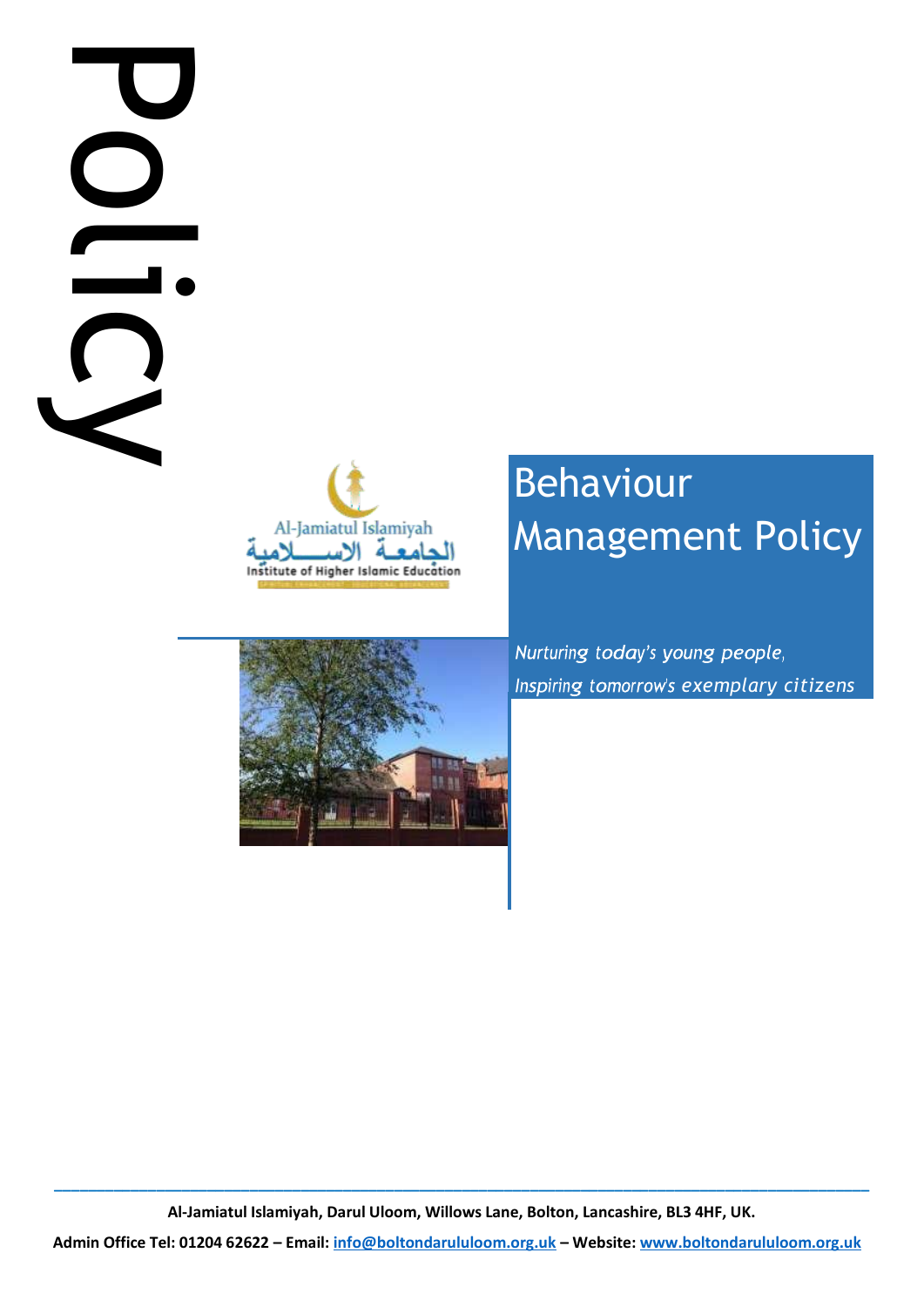Policy

Al-Jamiatul Islamiyah

الجامعة الاسلامية

Institute of Higher Islamic Education

# Behaviour Management Policy

*Nurturing today's young people,*
*Inspiring tomorrow's exemplary citizens*

---

**Al-Jamiatul Islamiyah, Darul Uloom, Willows Lane, Bolton, Lancashire, BL3 4HF, UK.**

**Admin Office Tel: 01204 62622 – Email: info@boltondaruluIoom.org.uk – Website: www.boltondaruluIoom.org.uk**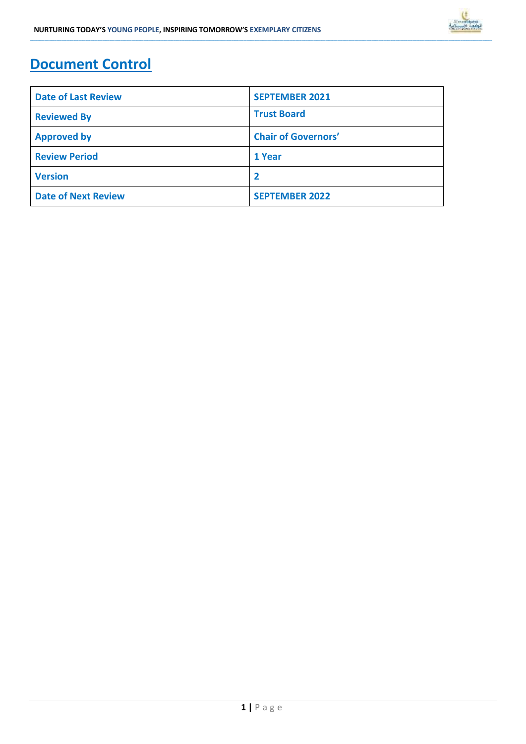# Document Control

| Date of Last Review | SEPTEMBER 2021 |
|---|---|
| Reviewed By | Trust Board |
| Approved by | Chair of Governors' |
| Review Period | 1 Year |
| Version | 2 |
| Date of Next Review | SEPTEMBER 2022 |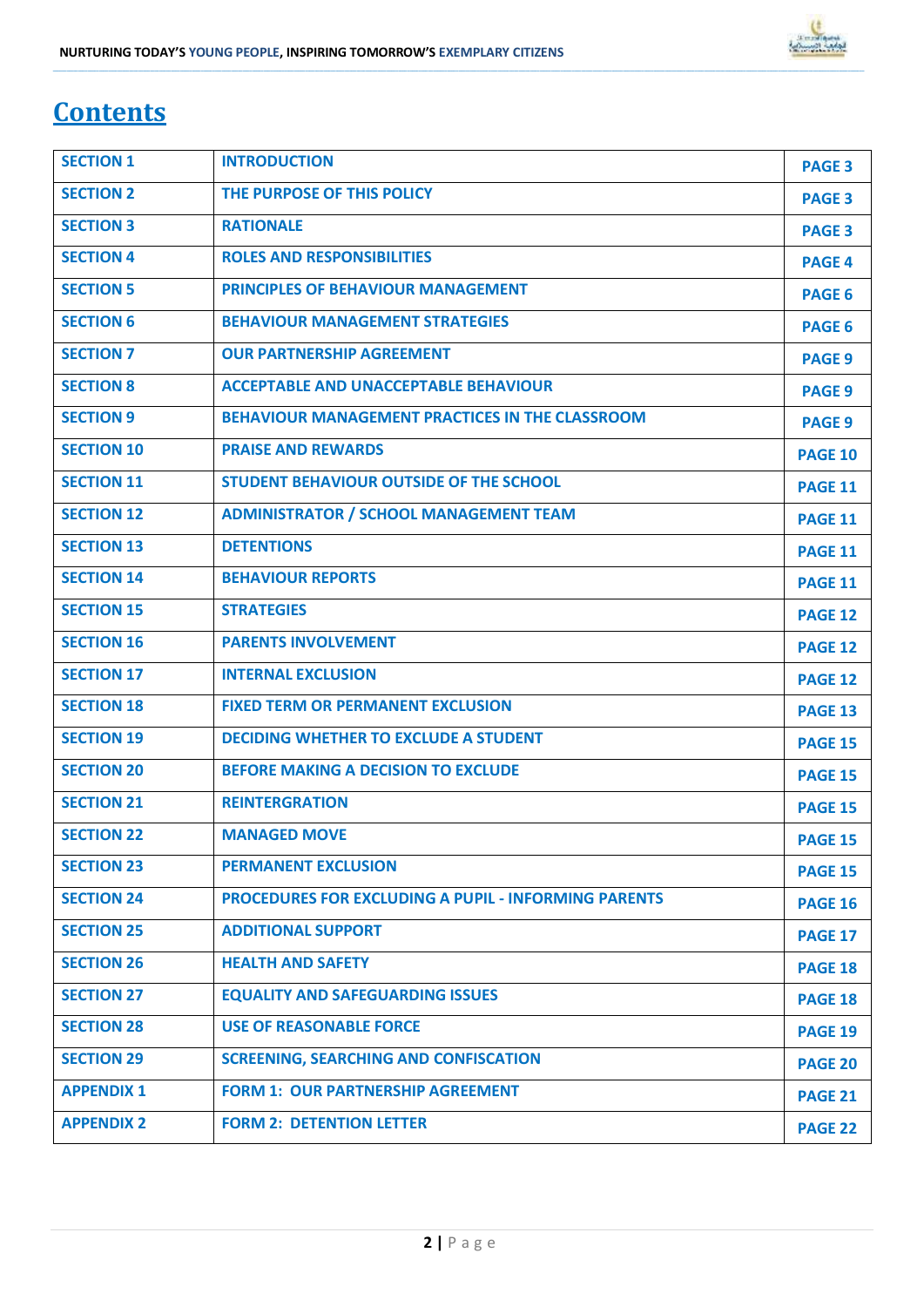# Contents

| SECTION 1 | INTRODUCTION | PAGE 3 |
|---|---|---|
| SECTION 2 | THE PURPOSE OF THIS POLICY | PAGE 3 |
| SECTION 3 | RATIONALE | PAGE 3 |
| SECTION 4 | ROLES AND RESPONSIBILITIES | PAGE 4 |
| SECTION 5 | PRINCIPLES OF BEHAVIOUR MANAGEMENT | PAGE 6 |
| SECTION 6 | BEHAVIOUR MANAGEMENT STRATEGIES | PAGE 6 |
| SECTION 7 | OUR PARTNERSHIP AGREEMENT | PAGE 9 |
| SECTION 8 | ACCEPTABLE AND UNACCEPTABLE BEHAVIOUR | PAGE 9 |
| SECTION 9 | BEHAVIOUR MANAGEMENT PRACTICES IN THE CLASSROOM | PAGE 9 |
| SECTION 10 | PRAISE AND REWARDS | PAGE 10 |
| SECTION 11 | STUDENT BEHAVIOUR OUTSIDE OF THE SCHOOL | PAGE 11 |
| SECTION 12 | ADMINISTRATOR / SCHOOL MANAGEMENT TEAM | PAGE 11 |
| SECTION 13 | DETENTIONS | PAGE 11 |
| SECTION 14 | BEHAVIOUR REPORTS | PAGE 11 |
| SECTION 15 | STRATEGIES | PAGE 12 |
| SECTION 16 | PARENTS INVOLVEMENT | PAGE 12 |
| SECTION 17 | INTERNAL EXCLUSION | PAGE 12 |
| SECTION 18 | FIXED TERM OR PERMANENT EXCLUSION | PAGE 13 |
| SECTION 19 | DECIDING WHETHER TO EXCLUDE A STUDENT | PAGE 15 |
| SECTION 20 | BEFORE MAKING A DECISION TO EXCLUDE | PAGE 15 |
| SECTION 21 | REINTERGRATION | PAGE 15 |
| SECTION 22 | MANAGED MOVE | PAGE 15 |
| SECTION 23 | PERMANENT EXCLUSION | PAGE 15 |
| SECTION 24 | PROCEDURES FOR EXCLUDING A PUPIL - INFORMING PARENTS | PAGE 16 |
| SECTION 25 | ADDITIONAL SUPPORT | PAGE 17 |
| SECTION 26 | HEALTH AND SAFETY | PAGE 18 |
| SECTION 27 | EQUALITY AND SAFEGUARDING ISSUES | PAGE 18 |
| SECTION 28 | USE OF REASONABLE FORCE | PAGE 19 |
| SECTION 29 | SCREENING, SEARCHING AND CONFISCATION | PAGE 20 |
| APPENDIX 1 | FORM 1: OUR PARTNERSHIP AGREEMENT | PAGE 21 |
| APPENDIX 2 | FORM 2: DETENTION LETTER | PAGE 22 |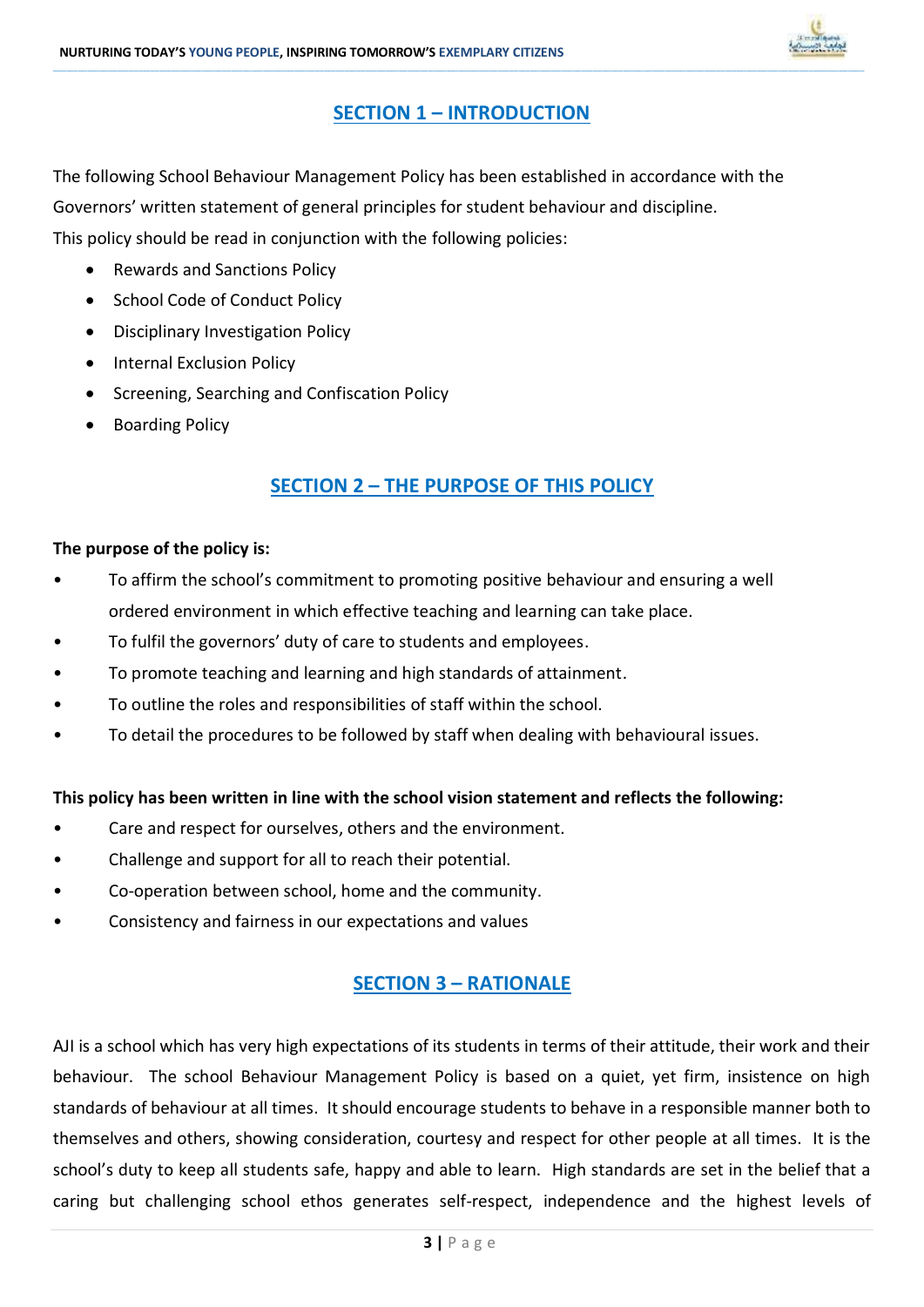## SECTION 1 – INTRODUCTION

The following School Behaviour Management Policy has been established in accordance with the Governors' written statement of general principles for student behaviour and discipline.

This policy should be read in conjunction with the following policies:

- Rewards and Sanctions Policy
- School Code of Conduct Policy
- Disciplinary Investigation Policy
- Internal Exclusion Policy
- Screening, Searching and Confiscation Policy
- Boarding Policy

## SECTION 2 – THE PURPOSE OF THIS POLICY

**The purpose of the policy is:**

- To affirm the school's commitment to promoting positive behaviour and ensuring a well ordered environment in which effective teaching and learning can take place.
- To fulfil the governors' duty of care to students and employees.
- To promote teaching and learning and high standards of attainment.
- To outline the roles and responsibilities of staff within the school.
- To detail the procedures to be followed by staff when dealing with behavioural issues.

**This policy has been written in line with the school vision statement and reflects the following:**

- Care and respect for ourselves, others and the environment.
- Challenge and support for all to reach their potential.
- Co-operation between school, home and the community.
- Consistency and fairness in our expectations and values

## SECTION 3 – RATIONALE

AJI is a school which has very high expectations of its students in terms of their attitude, their work and their behaviour. The school Behaviour Management Policy is based on a quiet, yet firm, insistence on high standards of behaviour at all times. It should encourage students to behave in a responsible manner both to themselves and others, showing consideration, courtesy and respect for other people at all times. It is the school's duty to keep all students safe, happy and able to learn. High standards are set in the belief that a caring but challenging school ethos generates self-respect, independence and the highest levels of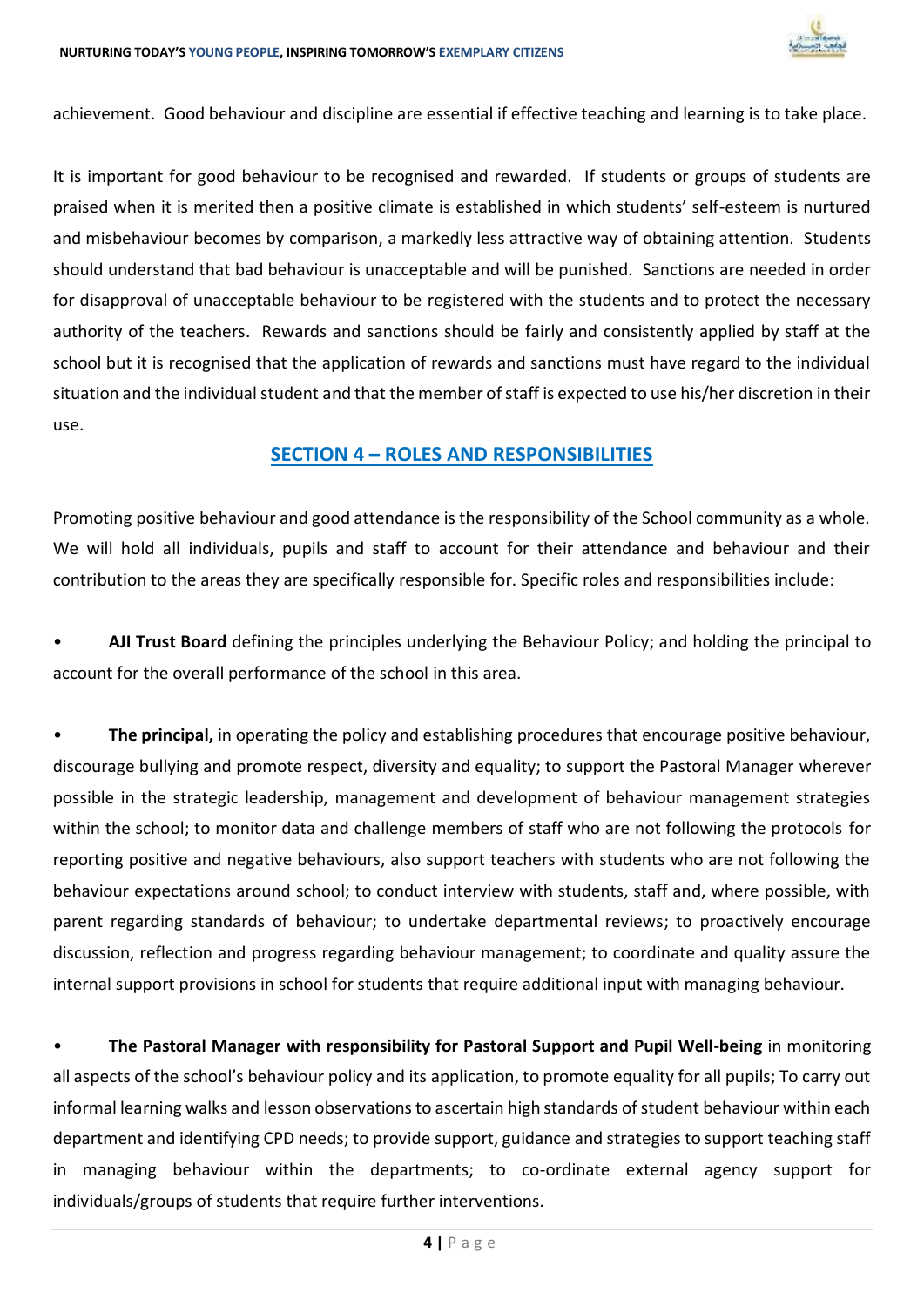achievement. Good behaviour and discipline are essential if effective teaching and learning is to take place.

It is important for good behaviour to be recognised and rewarded. If students or groups of students are praised when it is merited then a positive climate is established in which students' self-esteem is nurtured and misbehaviour becomes by comparison, a markedly less attractive way of obtaining attention. Students should understand that bad behaviour is unacceptable and will be punished. Sanctions are needed in order for disapproval of unacceptable behaviour to be registered with the students and to protect the necessary authority of the teachers. Rewards and sanctions should be fairly and consistently applied by staff at the school but it is recognised that the application of rewards and sanctions must have regard to the individual situation and the individual student and that the member of staff is expected to use his/her discretion in their use.

## SECTION 4 – ROLES AND RESPONSIBILITIES

Promoting positive behaviour and good attendance is the responsibility of the School community as a whole. We will hold all individuals, pupils and staff to account for their attendance and behaviour and their contribution to the areas they are specifically responsible for. Specific roles and responsibilities include:

- **AJI Trust Board** defining the principles underlying the Behaviour Policy; and holding the principal to account for the overall performance of the school in this area.

- **The principal,** in operating the policy and establishing procedures that encourage positive behaviour, discourage bullying and promote respect, diversity and equality; to support the Pastoral Manager wherever possible in the strategic leadership, management and development of behaviour management strategies within the school; to monitor data and challenge members of staff who are not following the protocols for reporting positive and negative behaviours, also support teachers with students who are not following the behaviour expectations around school; to conduct interview with students, staff and, where possible, with parent regarding standards of behaviour; to undertake departmental reviews; to proactively encourage discussion, reflection and progress regarding behaviour management; to coordinate and quality assure the internal support provisions in school for students that require additional input with managing behaviour.

- **The Pastoral Manager with responsibility for Pastoral Support and Pupil Well-being** in monitoring all aspects of the school's behaviour policy and its application, to promote equality for all pupils; To carry out informal learning walks and lesson observations to ascertain high standards of student behaviour within each department and identifying CPD needs; to provide support, guidance and strategies to support teaching staff in managing behaviour within the departments; to co-ordinate external agency support for individuals/groups of students that require further interventions.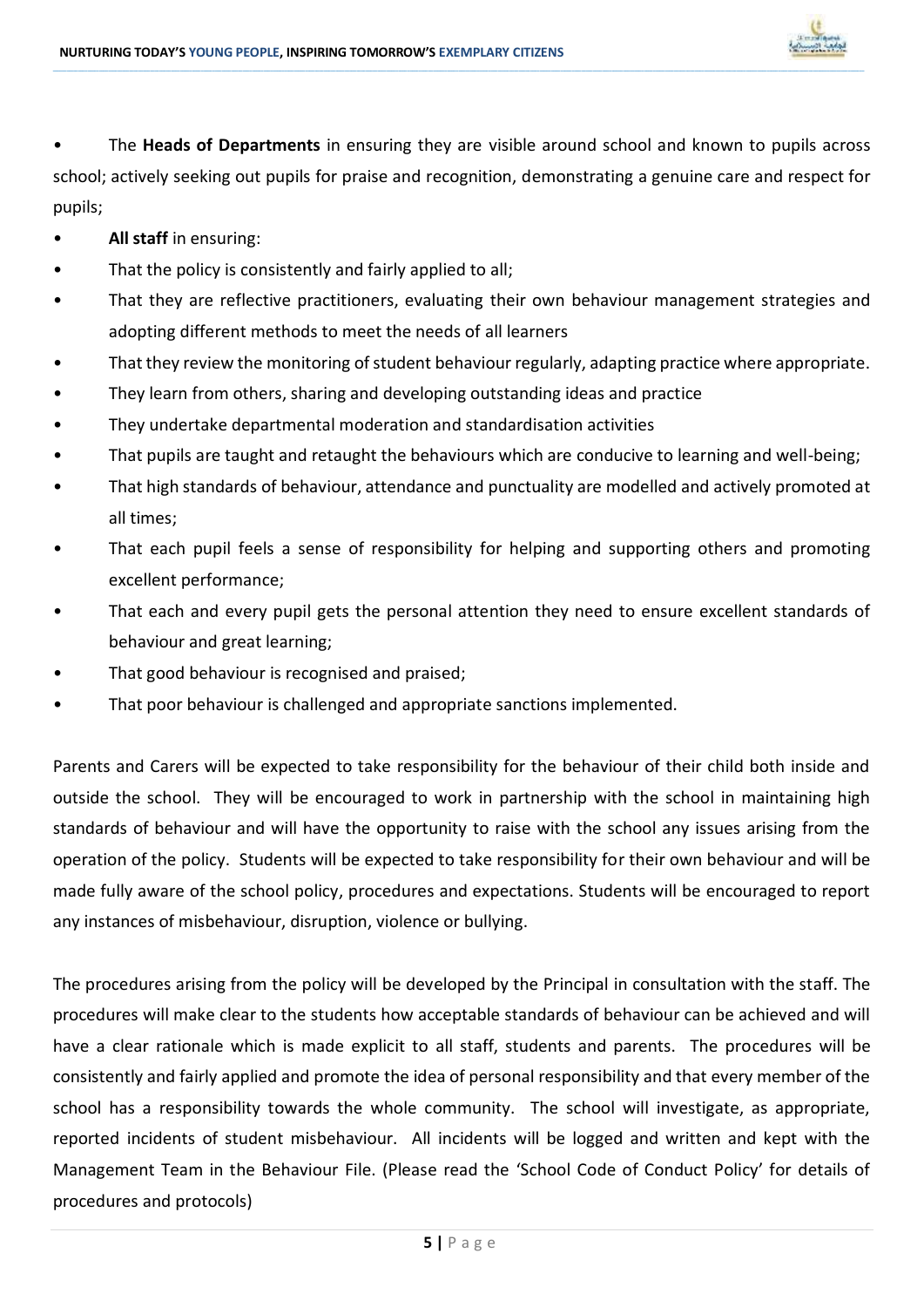- The **Heads of Departments** in ensuring they are visible around school and known to pupils across school; actively seeking out pupils for praise and recognition, demonstrating a genuine care and respect for pupils;
- **All staff** in ensuring:
- That the policy is consistently and fairly applied to all;
- That they are reflective practitioners, evaluating their own behaviour management strategies and adopting different methods to meet the needs of all learners
- That they review the monitoring of student behaviour regularly, adapting practice where appropriate.
- They learn from others, sharing and developing outstanding ideas and practice
- They undertake departmental moderation and standardisation activities
- That pupils are taught and retaught the behaviours which are conducive to learning and well-being;
- That high standards of behaviour, attendance and punctuality are modelled and actively promoted at all times;
- That each pupil feels a sense of responsibility for helping and supporting others and promoting excellent performance;
- That each and every pupil gets the personal attention they need to ensure excellent standards of behaviour and great learning;
- That good behaviour is recognised and praised;
- That poor behaviour is challenged and appropriate sanctions implemented.

Parents and Carers will be expected to take responsibility for the behaviour of their child both inside and outside the school. They will be encouraged to work in partnership with the school in maintaining high standards of behaviour and will have the opportunity to raise with the school any issues arising from the operation of the policy. Students will be expected to take responsibility for their own behaviour and will be made fully aware of the school policy, procedures and expectations. Students will be encouraged to report any instances of misbehaviour, disruption, violence or bullying.

The procedures arising from the policy will be developed by the Principal in consultation with the staff. The procedures will make clear to the students how acceptable standards of behaviour can be achieved and will have a clear rationale which is made explicit to all staff, students and parents. The procedures will be consistently and fairly applied and promote the idea of personal responsibility and that every member of the school has a responsibility towards the whole community. The school will investigate, as appropriate, reported incidents of student misbehaviour. All incidents will be logged and written and kept with the Management Team in the Behaviour File. (Please read the 'School Code of Conduct Policy' for details of procedures and protocols)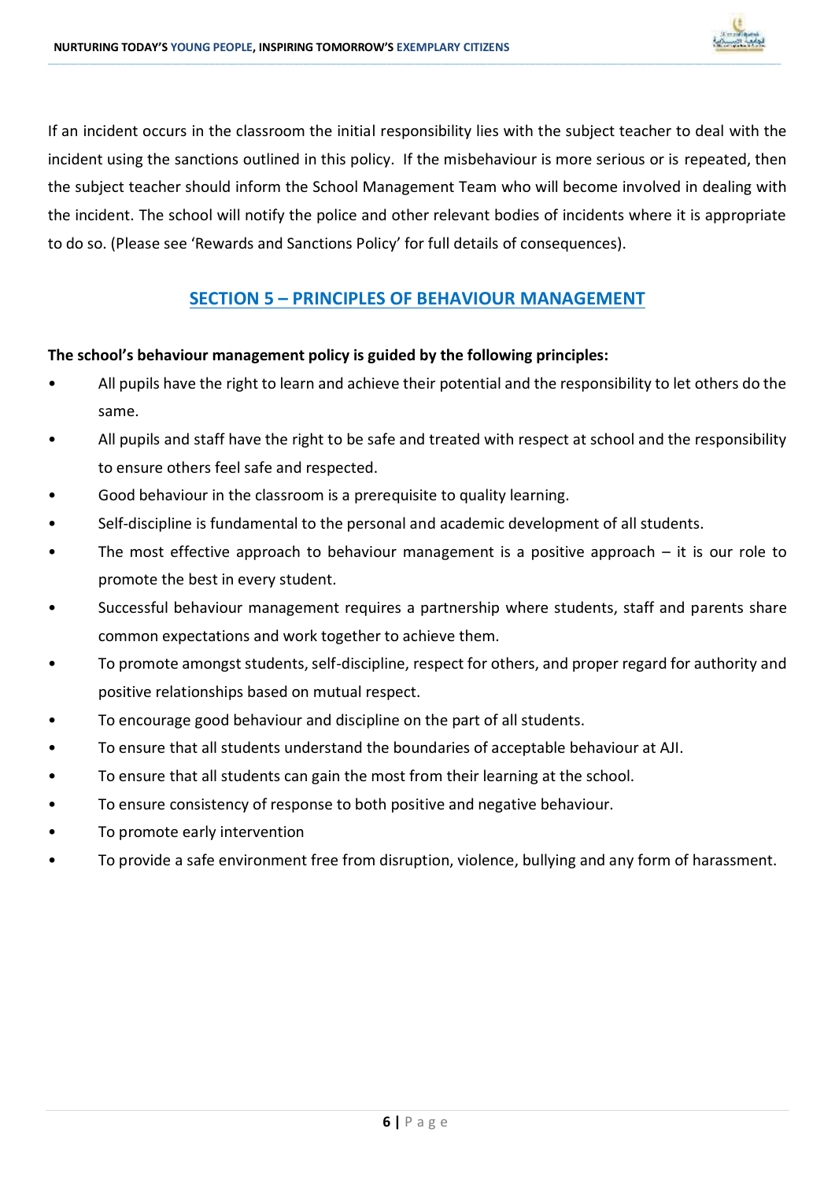If an incident occurs in the classroom the initial responsibility lies with the subject teacher to deal with the incident using the sanctions outlined in this policy. If the misbehaviour is more serious or is repeated, then the subject teacher should inform the School Management Team who will become involved in dealing with the incident. The school will notify the police and other relevant bodies of incidents where it is appropriate to do so. (Please see 'Rewards and Sanctions Policy' for full details of consequences).

## SECTION 5 – PRINCIPLES OF BEHAVIOUR MANAGEMENT

**The school's behaviour management policy is guided by the following principles:**

- All pupils have the right to learn and achieve their potential and the responsibility to let others do the same.
- All pupils and staff have the right to be safe and treated with respect at school and the responsibility to ensure others feel safe and respected.
- Good behaviour in the classroom is a prerequisite to quality learning.
- Self-discipline is fundamental to the personal and academic development of all students.
- The most effective approach to behaviour management is a positive approach – it is our role to promote the best in every student.
- Successful behaviour management requires a partnership where students, staff and parents share common expectations and work together to achieve them.
- To promote amongst students, self-discipline, respect for others, and proper regard for authority and positive relationships based on mutual respect.
- To encourage good behaviour and discipline on the part of all students.
- To ensure that all students understand the boundaries of acceptable behaviour at AJI.
- To ensure that all students can gain the most from their learning at the school.
- To ensure consistency of response to both positive and negative behaviour.
- To promote early intervention
- To provide a safe environment free from disruption, violence, bullying and any form of harassment.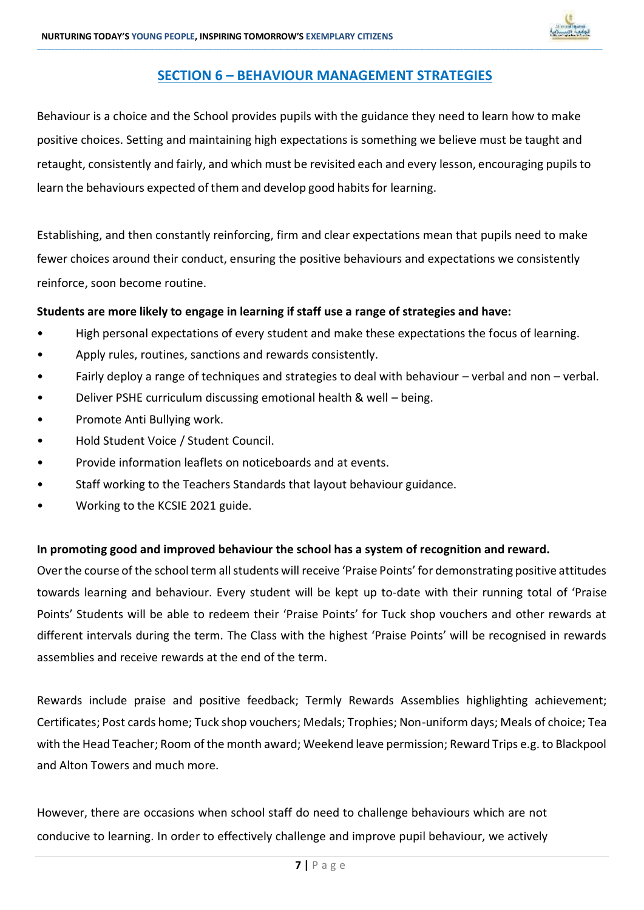## SECTION 6 – BEHAVIOUR MANAGEMENT STRATEGIES

Behaviour is a choice and the School provides pupils with the guidance they need to learn how to make positive choices. Setting and maintaining high expectations is something we believe must be taught and retaught, consistently and fairly, and which must be revisited each and every lesson, encouraging pupils to learn the behaviours expected of them and develop good habits for learning.

Establishing, and then constantly reinforcing, firm and clear expectations mean that pupils need to make fewer choices around their conduct, ensuring the positive behaviours and expectations we consistently reinforce, soon become routine.

**Students are more likely to engage in learning if staff use a range of strategies and have:**

- High personal expectations of every student and make these expectations the focus of learning.
- Apply rules, routines, sanctions and rewards consistently.
- Fairly deploy a range of techniques and strategies to deal with behaviour – verbal and non – verbal.
- Deliver PSHE curriculum discussing emotional health & well – being.
- Promote Anti Bullying work.
- Hold Student Voice / Student Council.
- Provide information leaflets on noticeboards and at events.
- Staff working to the Teachers Standards that layout behaviour guidance.
- Working to the KCSIE 2021 guide.

**In promoting good and improved behaviour the school has a system of recognition and reward.**
Over the course of the school term all students will receive 'Praise Points' for demonstrating positive attitudes towards learning and behaviour. Every student will be kept up to-date with their running total of 'Praise Points' Students will be able to redeem their 'Praise Points' for Tuck shop vouchers and other rewards at different intervals during the term. The Class with the highest 'Praise Points' will be recognised in rewards assemblies and receive rewards at the end of the term.

Rewards include praise and positive feedback; Termly Rewards Assemblies highlighting achievement; Certificates; Post cards home; Tuck shop vouchers; Medals; Trophies; Non-uniform days; Meals of choice; Tea with the Head Teacher; Room of the month award; Weekend leave permission; Reward Trips e.g. to Blackpool and Alton Towers and much more.

However, there are occasions when school staff do need to challenge behaviours which are not conducive to learning. In order to effectively challenge and improve pupil behaviour, we actively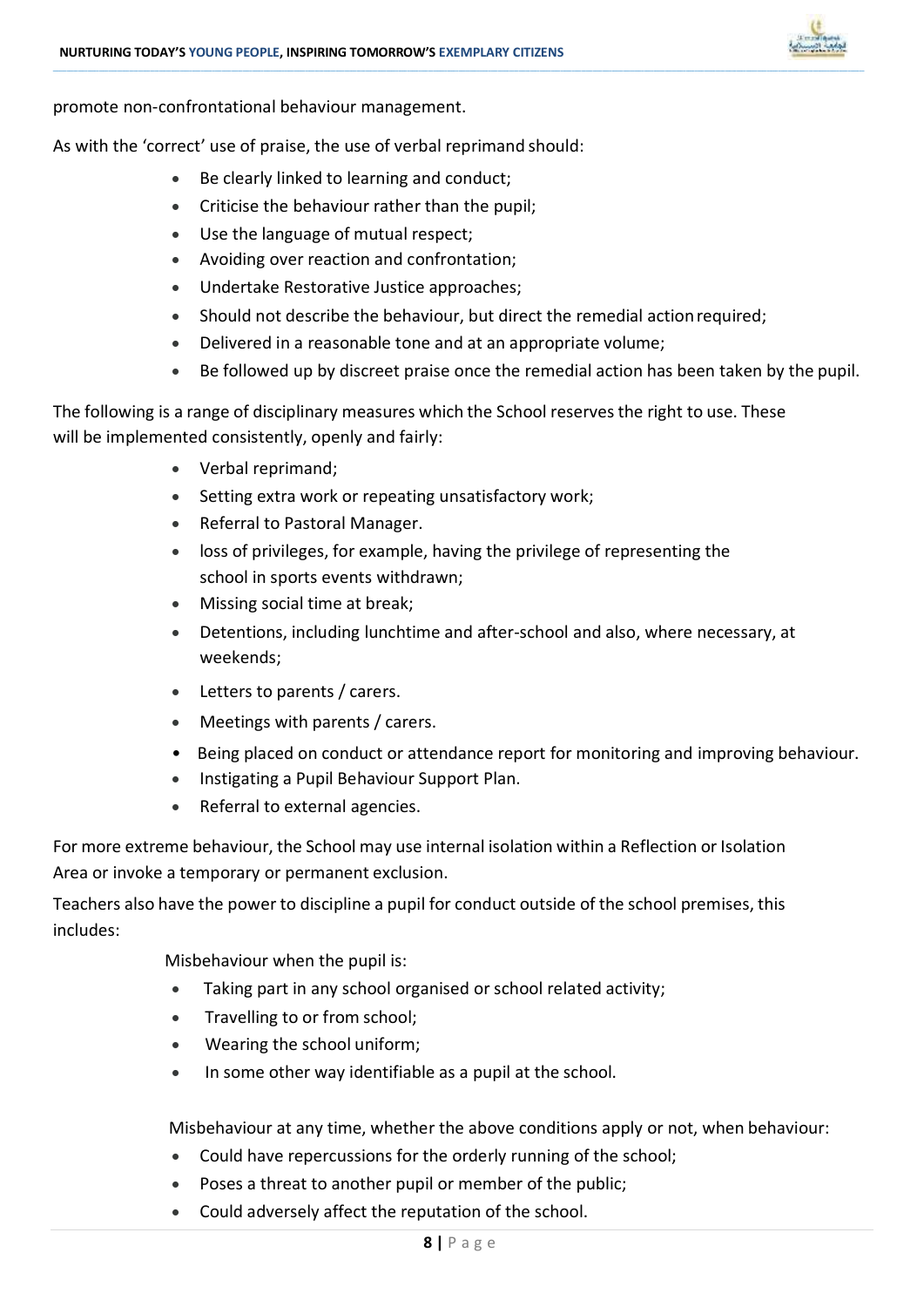promote non-confrontational behaviour management.

As with the 'correct' use of praise, the use of verbal reprimand should:

- Be clearly linked to learning and conduct;
- Criticise the behaviour rather than the pupil;
- Use the language of mutual respect;
- Avoiding over reaction and confrontation;
- Undertake Restorative Justice approaches;
- Should not describe the behaviour, but direct the remedial action required;
- Delivered in a reasonable tone and at an appropriate volume;
- Be followed up by discreet praise once the remedial action has been taken by the pupil.

The following is a range of disciplinary measures which the School reserves the right to use. These will be implemented consistently, openly and fairly:

- Verbal reprimand;
- Setting extra work or repeating unsatisfactory work;
- Referral to Pastoral Manager.
- loss of privileges, for example, having the privilege of representing the school in sports events withdrawn;
- Missing social time at break;
- Detentions, including lunchtime and after-school and also, where necessary, at weekends;
- Letters to parents / carers.
- Meetings with parents / carers.
- Being placed on conduct or attendance report for monitoring and improving behaviour.
- Instigating a Pupil Behaviour Support Plan.
- Referral to external agencies.

For more extreme behaviour, the School may use internal isolation within a Reflection or Isolation Area or invoke a temporary or permanent exclusion.

Teachers also have the power to discipline a pupil for conduct outside of the school premises, this includes:

Misbehaviour when the pupil is:

- Taking part in any school organised or school related activity;
- Travelling to or from school;
- Wearing the school uniform;
- In some other way identifiable as a pupil at the school.

Misbehaviour at any time, whether the above conditions apply or not, when behaviour:

- Could have repercussions for the orderly running of the school;
- Poses a threat to another pupil or member of the public;
- Could adversely affect the reputation of the school.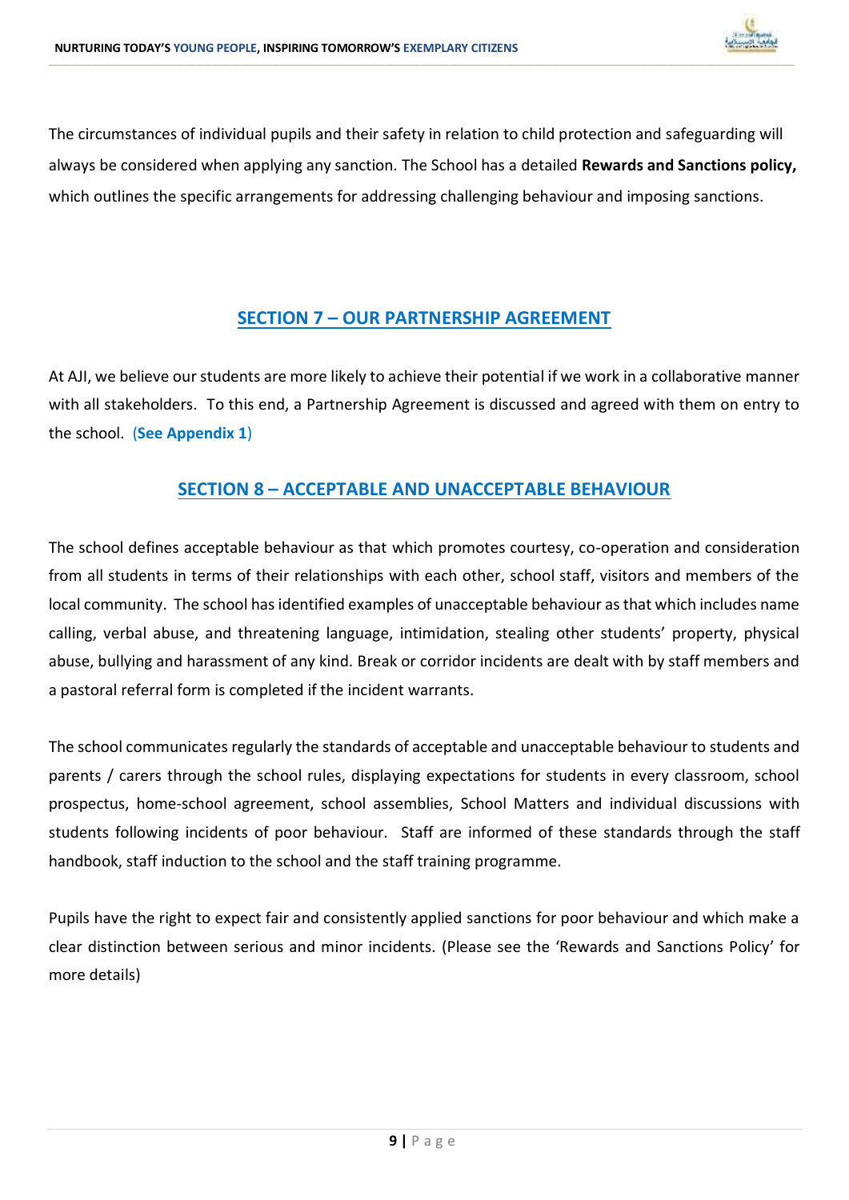The circumstances of individual pupils and their safety in relation to child protection and safeguarding will always be considered when applying any sanction. The School has a detailed **Rewards and Sanctions policy,** which outlines the specific arrangements for addressing challenging behaviour and imposing sanctions.

## SECTION 7 – OUR PARTNERSHIP AGREEMENT

At AJI, we believe our students are more likely to achieve their potential if we work in a collaborative manner with all stakeholders. To this end, a Partnership Agreement is discussed and agreed with them on entry to the school. (**See Appendix 1**)

## SECTION 8 – ACCEPTABLE AND UNACCEPTABLE BEHAVIOUR

The school defines acceptable behaviour as that which promotes courtesy, co-operation and consideration from all students in terms of their relationships with each other, school staff, visitors and members of the local community. The school has identified examples of unacceptable behaviour as that which includes name calling, verbal abuse, and threatening language, intimidation, stealing other students' property, physical abuse, bullying and harassment of any kind. Break or corridor incidents are dealt with by staff members and a pastoral referral form is completed if the incident warrants.

The school communicates regularly the standards of acceptable and unacceptable behaviour to students and parents / carers through the school rules, displaying expectations for students in every classroom, school prospectus, home-school agreement, school assemblies, School Matters and individual discussions with students following incidents of poor behaviour. Staff are informed of these standards through the staff handbook, staff induction to the school and the staff training programme.

Pupils have the right to expect fair and consistently applied sanctions for poor behaviour and which make a clear distinction between serious and minor incidents. (Please see the 'Rewards and Sanctions Policy' for more details)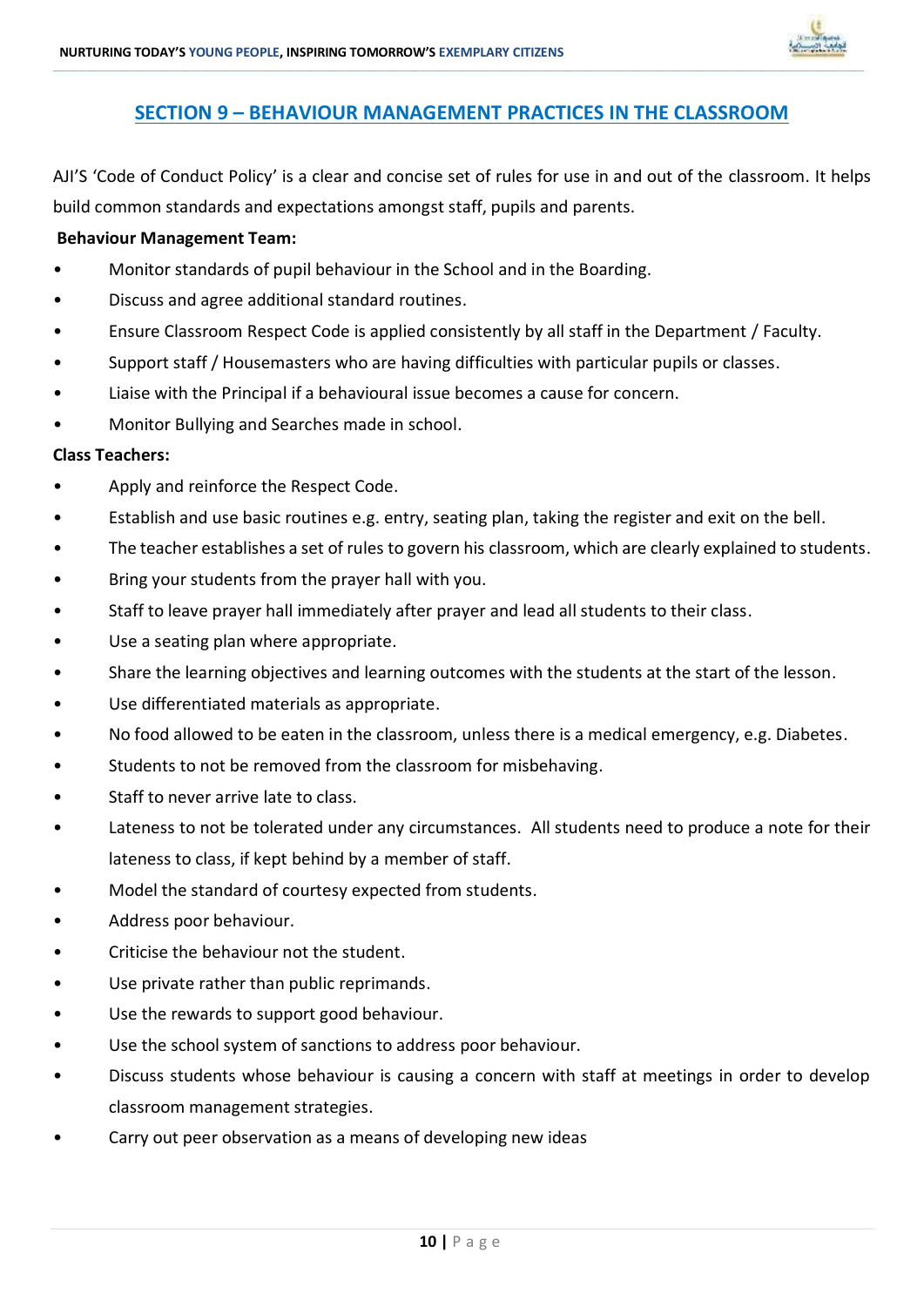## SECTION 9 – BEHAVIOUR MANAGEMENT PRACTICES IN THE CLASSROOM

AJI'S 'Code of Conduct Policy' is a clear and concise set of rules for use in and out of the classroom. It helps build common standards and expectations amongst staff, pupils and parents.

**Behaviour Management Team:**

- Monitor standards of pupil behaviour in the School and in the Boarding.
- Discuss and agree additional standard routines.
- Ensure Classroom Respect Code is applied consistently by all staff in the Department / Faculty.
- Support staff / Housemasters who are having difficulties with particular pupils or classes.
- Liaise with the Principal if a behavioural issue becomes a cause for concern.
- Monitor Bullying and Searches made in school.

**Class Teachers:**

- Apply and reinforce the Respect Code.
- Establish and use basic routines e.g. entry, seating plan, taking the register and exit on the bell.
- The teacher establishes a set of rules to govern his classroom, which are clearly explained to students.
- Bring your students from the prayer hall with you.
- Staff to leave prayer hall immediately after prayer and lead all students to their class.
- Use a seating plan where appropriate.
- Share the learning objectives and learning outcomes with the students at the start of the lesson.
- Use differentiated materials as appropriate.
- No food allowed to be eaten in the classroom, unless there is a medical emergency, e.g. Diabetes.
- Students to not be removed from the classroom for misbehaving.
- Staff to never arrive late to class.
- Lateness to not be tolerated under any circumstances. All students need to produce a note for their lateness to class, if kept behind by a member of staff.
- Model the standard of courtesy expected from students.
- Address poor behaviour.
- Criticise the behaviour not the student.
- Use private rather than public reprimands.
- Use the rewards to support good behaviour.
- Use the school system of sanctions to address poor behaviour.
- Discuss students whose behaviour is causing a concern with staff at meetings in order to develop classroom management strategies.
- Carry out peer observation as a means of developing new ideas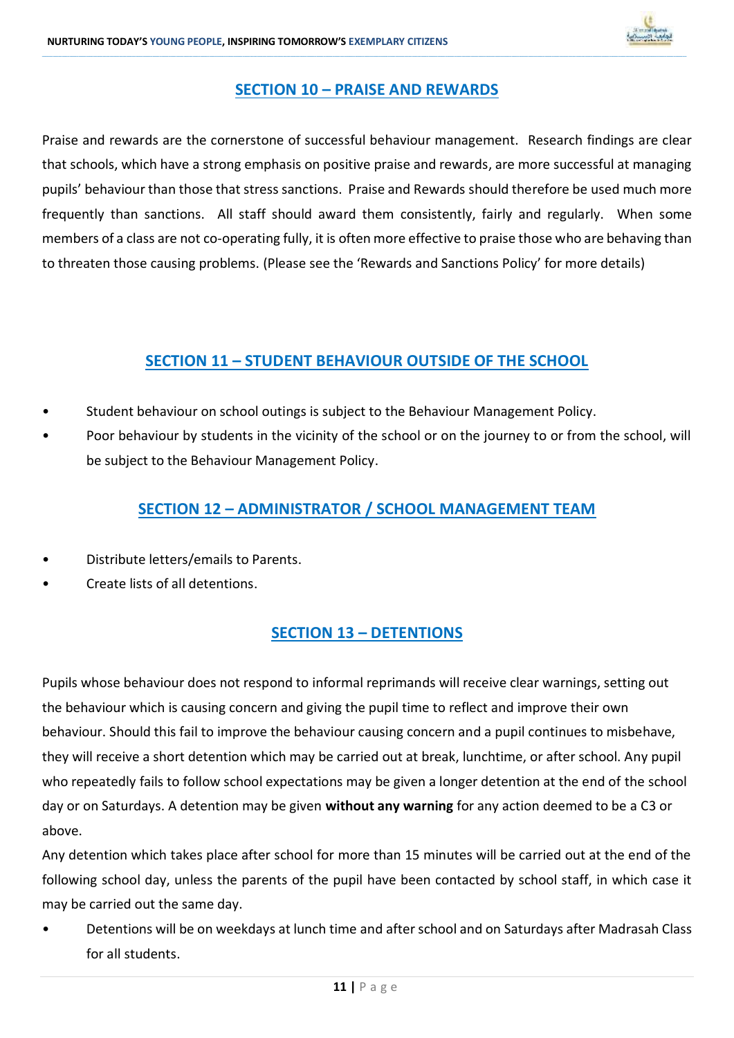## SECTION 10 – PRAISE AND REWARDS

Praise and rewards are the cornerstone of successful behaviour management. Research findings are clear that schools, which have a strong emphasis on positive praise and rewards, are more successful at managing pupils' behaviour than those that stress sanctions. Praise and Rewards should therefore be used much more frequently than sanctions. All staff should award them consistently, fairly and regularly. When some members of a class are not co-operating fully, it is often more effective to praise those who are behaving than to threaten those causing problems. (Please see the 'Rewards and Sanctions Policy' for more details)

## SECTION 11 – STUDENT BEHAVIOUR OUTSIDE OF THE SCHOOL

- Student behaviour on school outings is subject to the Behaviour Management Policy.
- Poor behaviour by students in the vicinity of the school or on the journey to or from the school, will be subject to the Behaviour Management Policy.

## SECTION 12 – ADMINISTRATOR / SCHOOL MANAGEMENT TEAM

- Distribute letters/emails to Parents.
- Create lists of all detentions.

## SECTION 13 – DETENTIONS

Pupils whose behaviour does not respond to informal reprimands will receive clear warnings, setting out the behaviour which is causing concern and giving the pupil time to reflect and improve their own behaviour. Should this fail to improve the behaviour causing concern and a pupil continues to misbehave, they will receive a short detention which may be carried out at break, lunchtime, or after school. Any pupil who repeatedly fails to follow school expectations may be given a longer detention at the end of the school day or on Saturdays. A detention may be given **without any warning** for any action deemed to be a C3 or above.

Any detention which takes place after school for more than 15 minutes will be carried out at the end of the following school day, unless the parents of the pupil have been contacted by school staff, in which case it may be carried out the same day.

- Detentions will be on weekdays at lunch time and after school and on Saturdays after Madrasah Class for all students.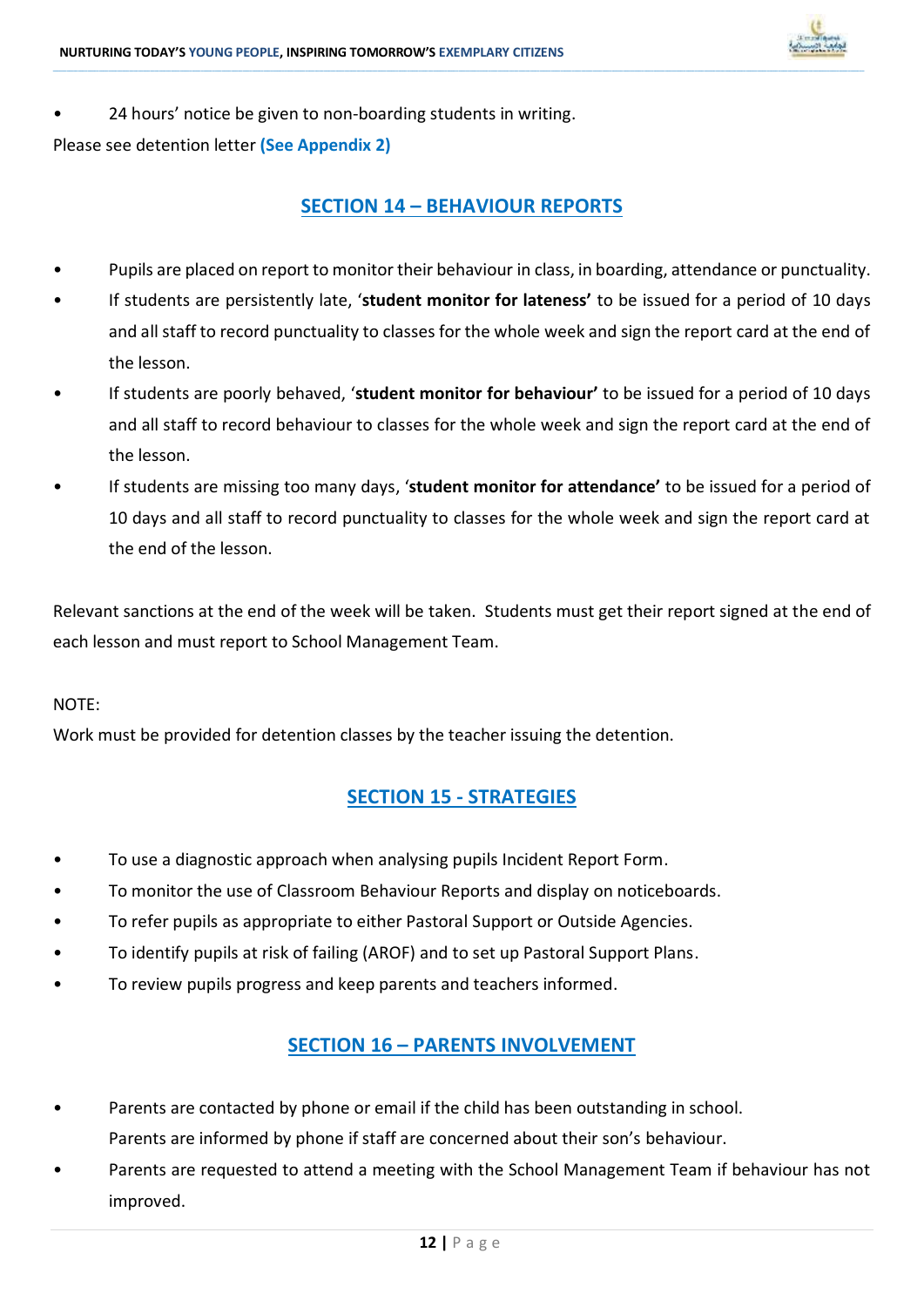- 24 hours' notice be given to non-boarding students in writing.

Please see detention letter **(See Appendix 2)**

## SECTION 14 – BEHAVIOUR REPORTS

- Pupils are placed on report to monitor their behaviour in class, in boarding, attendance or punctuality.
- If students are persistently late, '**student monitor for lateness'** to be issued for a period of 10 days and all staff to record punctuality to classes for the whole week and sign the report card at the end of the lesson.
- If students are poorly behaved, '**student monitor for behaviour'** to be issued for a period of 10 days and all staff to record behaviour to classes for the whole week and sign the report card at the end of the lesson.
- If students are missing too many days, '**student monitor for attendance'** to be issued for a period of 10 days and all staff to record punctuality to classes for the whole week and sign the report card at the end of the lesson.

Relevant sanctions at the end of the week will be taken. Students must get their report signed at the end of each lesson and must report to School Management Team.

NOTE:
Work must be provided for detention classes by the teacher issuing the detention.

## SECTION 15 - STRATEGIES

- To use a diagnostic approach when analysing pupils Incident Report Form.
- To monitor the use of Classroom Behaviour Reports and display on noticeboards.
- To refer pupils as appropriate to either Pastoral Support or Outside Agencies.
- To identify pupils at risk of failing (AROF) and to set up Pastoral Support Plans.
- To review pupils progress and keep parents and teachers informed.

## SECTION 16 – PARENTS INVOLVEMENT

- Parents are contacted by phone or email if the child has been outstanding in school.
  Parents are informed by phone if staff are concerned about their son's behaviour.
- Parents are requested to attend a meeting with the School Management Team if behaviour has not improved.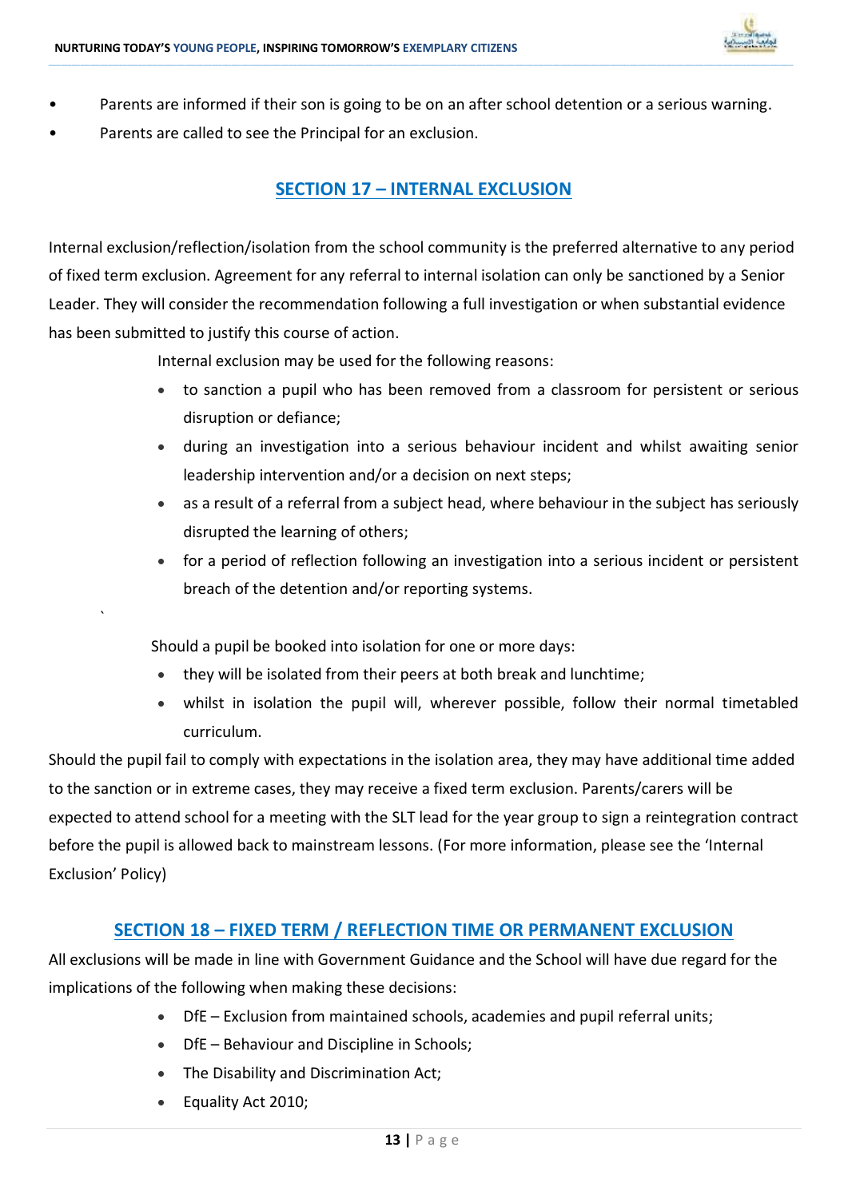- Parents are informed if their son is going to be on an after school detention or a serious warning.
- Parents are called to see the Principal for an exclusion.

## SECTION 17 – INTERNAL EXCLUSION

Internal exclusion/reflection/isolation from the school community is the preferred alternative to any period of fixed term exclusion. Agreement for any referral to internal isolation can only be sanctioned by a Senior Leader. They will consider the recommendation following a full investigation or when substantial evidence has been submitted to justify this course of action.

Internal exclusion may be used for the following reasons:

- to sanction a pupil who has been removed from a classroom for persistent or serious disruption or defiance;
- during an investigation into a serious behaviour incident and whilst awaiting senior leadership intervention and/or a decision on next steps;
- as a result of a referral from a subject head, where behaviour in the subject has seriously disrupted the learning of others;
- for a period of reflection following an investigation into a serious incident or persistent breach of the detention and/or reporting systems.

Should a pupil be booked into isolation for one or more days:

- they will be isolated from their peers at both break and lunchtime;
- whilst in isolation the pupil will, wherever possible, follow their normal timetabled curriculum.

Should the pupil fail to comply with expectations in the isolation area, they may have additional time added to the sanction or in extreme cases, they may receive a fixed term exclusion. Parents/carers will be expected to attend school for a meeting with the SLT lead for the year group to sign a reintegration contract before the pupil is allowed back to mainstream lessons. (For more information, please see the 'Internal Exclusion' Policy)

## SECTION 18 – FIXED TERM / REFLECTION TIME OR PERMANENT EXCLUSION

All exclusions will be made in line with Government Guidance and the School will have due regard for the implications of the following when making these decisions:

- DfE – Exclusion from maintained schools, academies and pupil referral units;
- DfE – Behaviour and Discipline in Schools;
- The Disability and Discrimination Act;
- Equality Act 2010;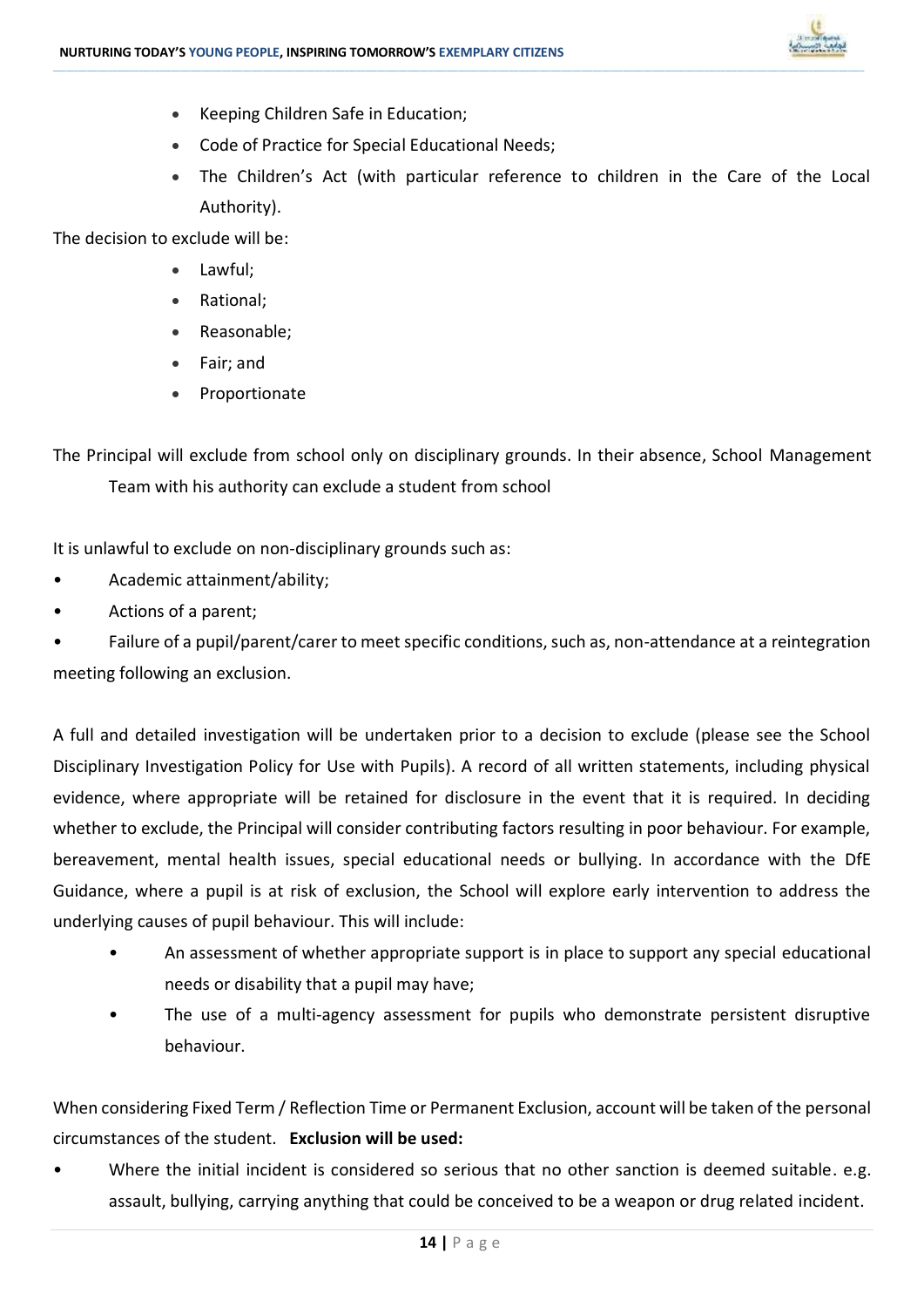- Keeping Children Safe in Education;
- Code of Practice for Special Educational Needs;
- The Children's Act (with particular reference to children in the Care of the Local Authority).

The decision to exclude will be:

- Lawful;
- Rational;
- Reasonable;
- Fair; and
- Proportionate

The Principal will exclude from school only on disciplinary grounds. In their absence, School Management Team with his authority can exclude a student from school

It is unlawful to exclude on non-disciplinary grounds such as:

- Academic attainment/ability;
- Actions of a parent;
- Failure of a pupil/parent/carer to meet specific conditions, such as, non-attendance at a reintegration meeting following an exclusion.

A full and detailed investigation will be undertaken prior to a decision to exclude (please see the School Disciplinary Investigation Policy for Use with Pupils). A record of all written statements, including physical evidence, where appropriate will be retained for disclosure in the event that it is required. In deciding whether to exclude, the Principal will consider contributing factors resulting in poor behaviour. For example, bereavement, mental health issues, special educational needs or bullying. In accordance with the DfE Guidance, where a pupil is at risk of exclusion, the School will explore early intervention to address the underlying causes of pupil behaviour. This will include:

- An assessment of whether appropriate support is in place to support any special educational needs or disability that a pupil may have;
- The use of a multi-agency assessment for pupils who demonstrate persistent disruptive behaviour.

When considering Fixed Term / Reflection Time or Permanent Exclusion, account will be taken of the personal circumstances of the student. **Exclusion will be used:**

- Where the initial incident is considered so serious that no other sanction is deemed suitable. e.g. assault, bullying, carrying anything that could be conceived to be a weapon or drug related incident.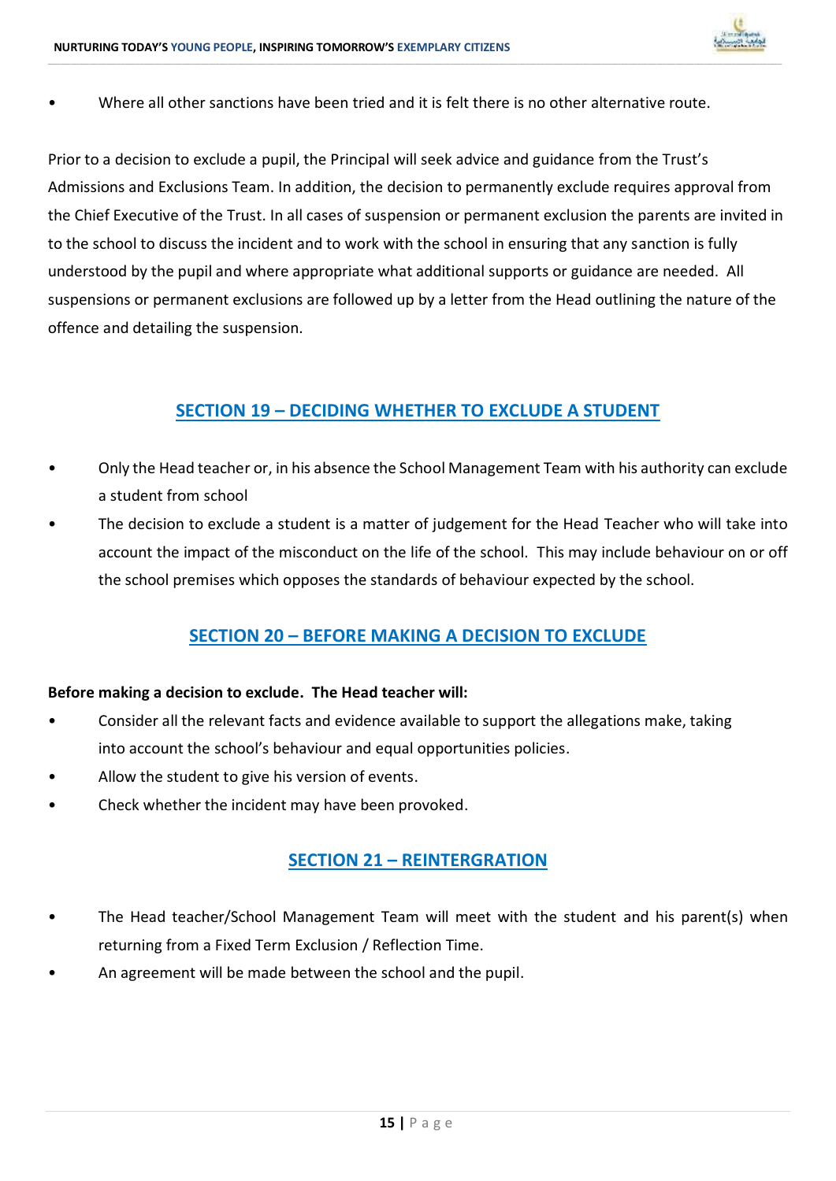- Where all other sanctions have been tried and it is felt there is no other alternative route.

Prior to a decision to exclude a pupil, the Principal will seek advice and guidance from the Trust's Admissions and Exclusions Team. In addition, the decision to permanently exclude requires approval from the Chief Executive of the Trust. In all cases of suspension or permanent exclusion the parents are invited in to the school to discuss the incident and to work with the school in ensuring that any sanction is fully understood by the pupil and where appropriate what additional supports or guidance are needed. All suspensions or permanent exclusions are followed up by a letter from the Head outlining the nature of the offence and detailing the suspension.

## SECTION 19 – DECIDING WHETHER TO EXCLUDE A STUDENT

- Only the Head teacher or, in his absence the School Management Team with his authority can exclude a student from school
- The decision to exclude a student is a matter of judgement for the Head Teacher who will take into account the impact of the misconduct on the life of the school. This may include behaviour on or off the school premises which opposes the standards of behaviour expected by the school.

## SECTION 20 – BEFORE MAKING A DECISION TO EXCLUDE

**Before making a decision to exclude. The Head teacher will:**

- Consider all the relevant facts and evidence available to support the allegations make, taking into account the school's behaviour and equal opportunities policies.
- Allow the student to give his version of events.
- Check whether the incident may have been provoked.

## SECTION 21 – REINTERGRATION

- The Head teacher/School Management Team will meet with the student and his parent(s) when returning from a Fixed Term Exclusion / Reflection Time.
- An agreement will be made between the school and the pupil.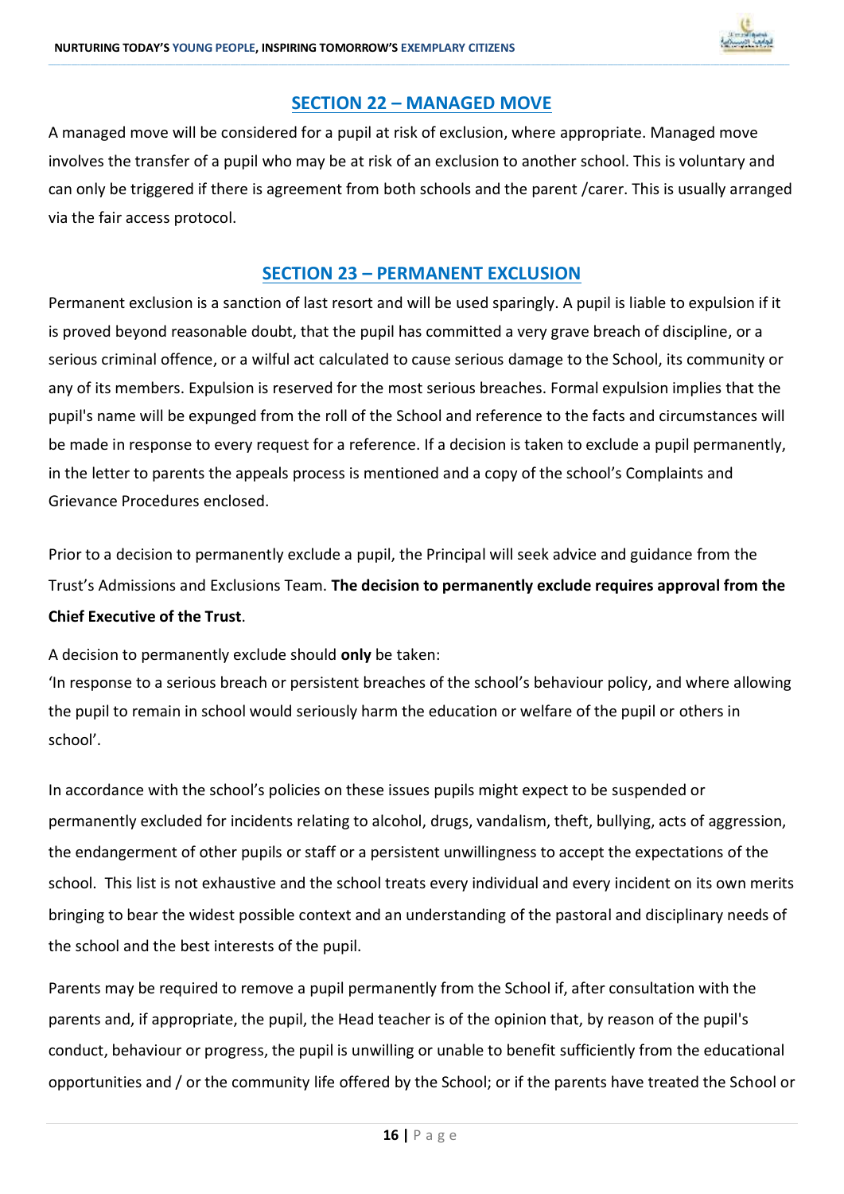## SECTION 22 – MANAGED MOVE

A managed move will be considered for a pupil at risk of exclusion, where appropriate. Managed move involves the transfer of a pupil who may be at risk of an exclusion to another school. This is voluntary and can only be triggered if there is agreement from both schools and the parent /carer. This is usually arranged via the fair access protocol.

## SECTION 23 – PERMANENT EXCLUSION

Permanent exclusion is a sanction of last resort and will be used sparingly. A pupil is liable to expulsion if it is proved beyond reasonable doubt, that the pupil has committed a very grave breach of discipline, or a serious criminal offence, or a wilful act calculated to cause serious damage to the School, its community or any of its members. Expulsion is reserved for the most serious breaches. Formal expulsion implies that the pupil's name will be expunged from the roll of the School and reference to the facts and circumstances will be made in response to every request for a reference. If a decision is taken to exclude a pupil permanently, in the letter to parents the appeals process is mentioned and a copy of the school's Complaints and Grievance Procedures enclosed.

Prior to a decision to permanently exclude a pupil, the Principal will seek advice and guidance from the Trust's Admissions and Exclusions Team. **The decision to permanently exclude requires approval from the Chief Executive of the Trust**.

A decision to permanently exclude should **only** be taken:
'In response to a serious breach or persistent breaches of the school's behaviour policy, and where allowing the pupil to remain in school would seriously harm the education or welfare of the pupil or others in school'.

In accordance with the school's policies on these issues pupils might expect to be suspended or permanently excluded for incidents relating to alcohol, drugs, vandalism, theft, bullying, acts of aggression, the endangerment of other pupils or staff or a persistent unwillingness to accept the expectations of the school. This list is not exhaustive and the school treats every individual and every incident on its own merits bringing to bear the widest possible context and an understanding of the pastoral and disciplinary needs of the school and the best interests of the pupil.

Parents may be required to remove a pupil permanently from the School if, after consultation with the parents and, if appropriate, the pupil, the Head teacher is of the opinion that, by reason of the pupil's conduct, behaviour or progress, the pupil is unwilling or unable to benefit sufficiently from the educational opportunities and / or the community life offered by the School; or if the parents have treated the School or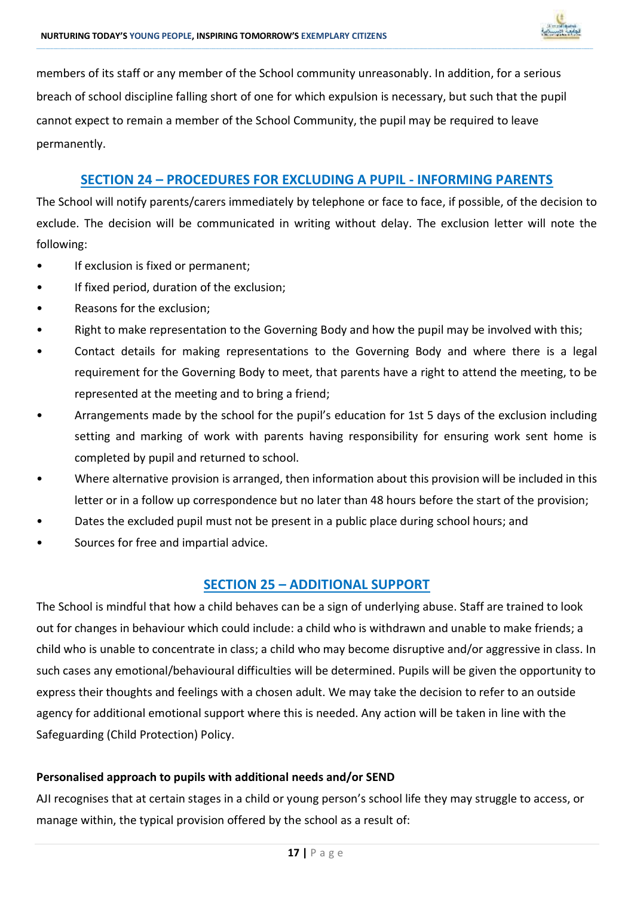members of its staff or any member of the School community unreasonably. In addition, for a serious breach of school discipline falling short of one for which expulsion is necessary, but such that the pupil cannot expect to remain a member of the School Community, the pupil may be required to leave permanently.

## SECTION 24 – PROCEDURES FOR EXCLUDING A PUPIL - INFORMING PARENTS

The School will notify parents/carers immediately by telephone or face to face, if possible, of the decision to exclude. The decision will be communicated in writing without delay. The exclusion letter will note the following:

- If exclusion is fixed or permanent;
- If fixed period, duration of the exclusion;
- Reasons for the exclusion;
- Right to make representation to the Governing Body and how the pupil may be involved with this;
- Contact details for making representations to the Governing Body and where there is a legal requirement for the Governing Body to meet, that parents have a right to attend the meeting, to be represented at the meeting and to bring a friend;
- Arrangements made by the school for the pupil's education for 1st 5 days of the exclusion including setting and marking of work with parents having responsibility for ensuring work sent home is completed by pupil and returned to school.
- Where alternative provision is arranged, then information about this provision will be included in this letter or in a follow up correspondence but no later than 48 hours before the start of the provision;
- Dates the excluded pupil must not be present in a public place during school hours; and
- Sources for free and impartial advice.

## SECTION 25 – ADDITIONAL SUPPORT

The School is mindful that how a child behaves can be a sign of underlying abuse. Staff are trained to look out for changes in behaviour which could include: a child who is withdrawn and unable to make friends; a child who is unable to concentrate in class; a child who may become disruptive and/or aggressive in class. In such cases any emotional/behavioural difficulties will be determined. Pupils will be given the opportunity to express their thoughts and feelings with a chosen adult. We may take the decision to refer to an outside agency for additional emotional support where this is needed. Any action will be taken in line with the Safeguarding (Child Protection) Policy.

**Personalised approach to pupils with additional needs and/or SEND**

AJI recognises that at certain stages in a child or young person's school life they may struggle to access, or manage within, the typical provision offered by the school as a result of: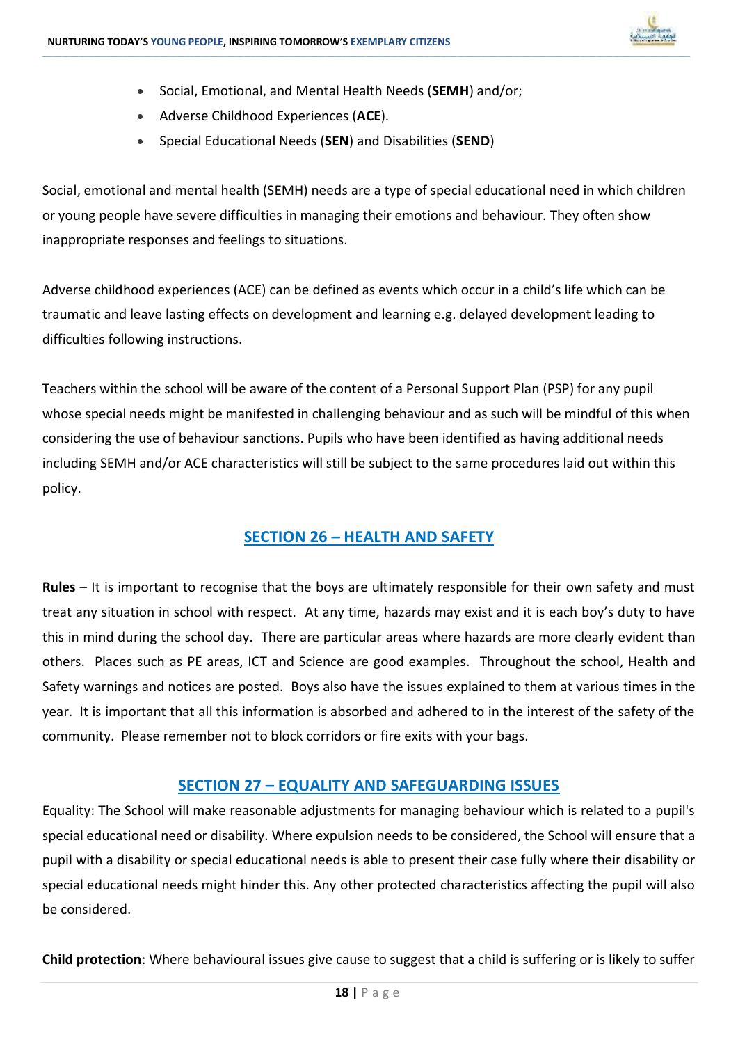- Social, Emotional, and Mental Health Needs (**SEMH**) and/or;
- Adverse Childhood Experiences (**ACE**).
- Special Educational Needs (**SEN**) and Disabilities (**SEND**)

Social, emotional and mental health (SEMH) needs are a type of special educational need in which children or young people have severe difficulties in managing their emotions and behaviour. They often show inappropriate responses and feelings to situations.

Adverse childhood experiences (ACE) can be defined as events which occur in a child's life which can be traumatic and leave lasting effects on development and learning e.g. delayed development leading to difficulties following instructions.

Teachers within the school will be aware of the content of a Personal Support Plan (PSP) for any pupil whose special needs might be manifested in challenging behaviour and as such will be mindful of this when considering the use of behaviour sanctions. Pupils who have been identified as having additional needs including SEMH and/or ACE characteristics will still be subject to the same procedures laid out within this policy.

## SECTION 26 – HEALTH AND SAFETY

**Rules** – It is important to recognise that the boys are ultimately responsible for their own safety and must treat any situation in school with respect. At any time, hazards may exist and it is each boy's duty to have this in mind during the school day. There are particular areas where hazards are more clearly evident than others. Places such as PE areas, ICT and Science are good examples. Throughout the school, Health and Safety warnings and notices are posted. Boys also have the issues explained to them at various times in the year. It is important that all this information is absorbed and adhered to in the interest of the safety of the community. Please remember not to block corridors or fire exits with your bags.

## SECTION 27 – EQUALITY AND SAFEGUARDING ISSUES

Equality: The School will make reasonable adjustments for managing behaviour which is related to a pupil's special educational need or disability. Where expulsion needs to be considered, the School will ensure that a pupil with a disability or special educational needs is able to present their case fully where their disability or special educational needs might hinder this. Any other protected characteristics affecting the pupil will also be considered.

**Child protection**: Where behavioural issues give cause to suggest that a child is suffering or is likely to suffer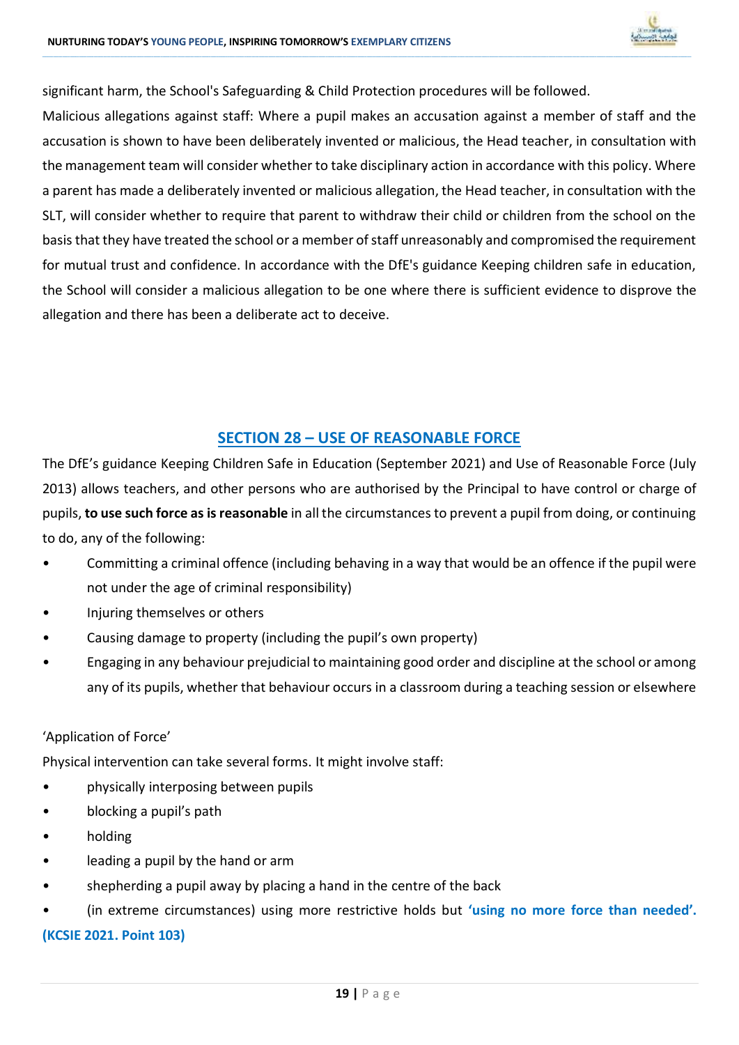significant harm, the School's Safeguarding & Child Protection procedures will be followed.

Malicious allegations against staff: Where a pupil makes an accusation against a member of staff and the accusation is shown to have been deliberately invented or malicious, the Head teacher, in consultation with the management team will consider whether to take disciplinary action in accordance with this policy. Where a parent has made a deliberately invented or malicious allegation, the Head teacher, in consultation with the SLT, will consider whether to require that parent to withdraw their child or children from the school on the basis that they have treated the school or a member of staff unreasonably and compromised the requirement for mutual trust and confidence. In accordance with the DfE's guidance Keeping children safe in education, the School will consider a malicious allegation to be one where there is sufficient evidence to disprove the allegation and there has been a deliberate act to deceive.

## SECTION 28 – USE OF REASONABLE FORCE

The DfE's guidance Keeping Children Safe in Education (September 2021) and Use of Reasonable Force (July 2013) allows teachers, and other persons who are authorised by the Principal to have control or charge of pupils, **to use such force as is reasonable** in all the circumstances to prevent a pupil from doing, or continuing to do, any of the following:

- Committing a criminal offence (including behaving in a way that would be an offence if the pupil were not under the age of criminal responsibility)
- Injuring themselves or others
- Causing damage to property (including the pupil's own property)
- Engaging in any behaviour prejudicial to maintaining good order and discipline at the school or among any of its pupils, whether that behaviour occurs in a classroom during a teaching session or elsewhere

'Application of Force'

Physical intervention can take several forms. It might involve staff:

- physically interposing between pupils
- blocking a pupil's path
- holding
- leading a pupil by the hand or arm
- shepherding a pupil away by placing a hand in the centre of the back
- (in extreme circumstances) using more restrictive holds but **'using no more force than needed'. (KCSIE 2021. Point 103)**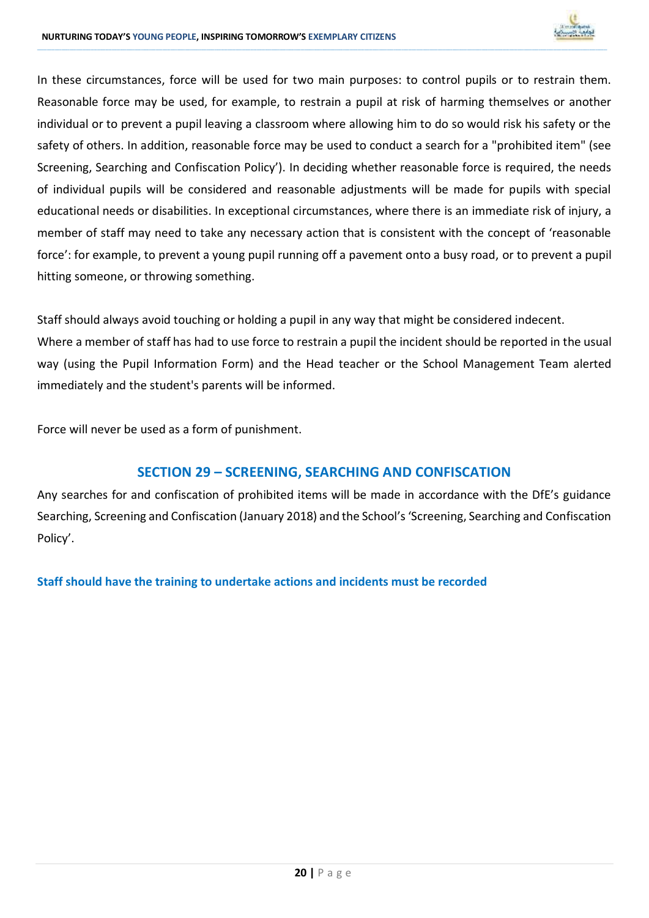In these circumstances, force will be used for two main purposes: to control pupils or to restrain them. Reasonable force may be used, for example, to restrain a pupil at risk of harming themselves or another individual or to prevent a pupil leaving a classroom where allowing him to do so would risk his safety or the safety of others. In addition, reasonable force may be used to conduct a search for a "prohibited item" (see Screening, Searching and Confiscation Policy'). In deciding whether reasonable force is required, the needs of individual pupils will be considered and reasonable adjustments will be made for pupils with special educational needs or disabilities. In exceptional circumstances, where there is an immediate risk of injury, a member of staff may need to take any necessary action that is consistent with the concept of 'reasonable force': for example, to prevent a young pupil running off a pavement onto a busy road, or to prevent a pupil hitting someone, or throwing something.

Staff should always avoid touching or holding a pupil in any way that might be considered indecent.
Where a member of staff has had to use force to restrain a pupil the incident should be reported in the usual way (using the Pupil Information Form) and the Head teacher or the School Management Team alerted immediately and the student's parents will be informed.

Force will never be used as a form of punishment.

## SECTION 29 – SCREENING, SEARCHING AND CONFISCATION

Any searches for and confiscation of prohibited items will be made in accordance with the DfE's guidance Searching, Screening and Confiscation (January 2018) and the School's 'Screening, Searching and Confiscation Policy'.

**Staff should have the training to undertake actions and incidents must be recorded**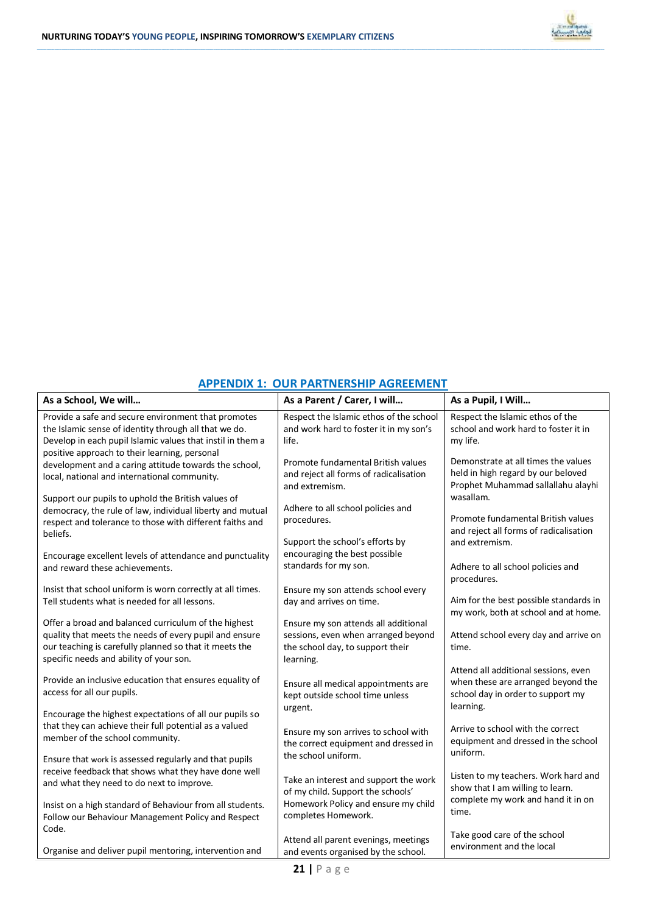## APPENDIX 1: OUR PARTNERSHIP AGREEMENT

| As a School, We will… | As a Parent / Carer, I will… | As a Pupil, I Will… |
|---|---|---|
| Provide a safe and secure environment that promotes the Islamic sense of identity through all that we do. Develop in each pupil Islamic values that instil in them a positive approach to their learning, personal development and a caring attitude towards the school, local, national and international community.<br><br>Support our pupils to uphold the British values of democracy, the rule of law, individual liberty and mutual respect and tolerance to those with different faiths and beliefs.<br><br>Encourage excellent levels of attendance and punctuality and reward these achievements.<br><br>Insist that school uniform is worn correctly at all times. Tell students what is needed for all lessons.<br><br>Offer a broad and balanced curriculum of the highest quality that meets the needs of every pupil and ensure our teaching is carefully planned so that it meets the specific needs and ability of your son.<br><br>Provide an inclusive education that ensures equality of access for all our pupils.<br><br>Encourage the highest expectations of all our pupils so that they can achieve their full potential as a valued member of the school community.<br><br>Ensure that work is assessed regularly and that pupils receive feedback that shows what they have done well and what they need to do next to improve.<br><br>Insist on a high standard of Behaviour from all students. Follow our Behaviour Management Policy and Respect Code.<br><br>Organise and deliver pupil mentoring, intervention and | Respect the Islamic ethos of the school and work hard to foster it in my son's life.<br><br>Promote fundamental British values and reject all forms of radicalisation and extremism.<br><br>Adhere to all school policies and procedures.<br><br>Support the school's efforts by encouraging the best possible standards for my son.<br><br>Ensure my son attends school every day and arrives on time.<br><br>Ensure my son attends all additional sessions, even when arranged beyond the school day, to support their learning.<br><br>Ensure all medical appointments are kept outside school time unless urgent.<br><br>Ensure my son arrives to school with the correct equipment and dressed in the school uniform.<br><br>Take an interest and support the work of my child. Support the schools' Homework Policy and ensure my child completes Homework.<br><br>Attend all parent evenings, meetings and events organised by the school. | Respect the Islamic ethos of the school and work hard to foster it in my life.<br><br>Demonstrate at all times the values held in high regard by our beloved Prophet Muhammad sallallahu alayhi wasallam.<br><br>Promote fundamental British values and reject all forms of radicalisation and extremism.<br><br>Adhere to all school policies and procedures.<br><br>Aim for the best possible standards in my work, both at school and at home.<br><br>Attend school every day and arrive on time.<br><br>Attend all additional sessions, even when these are arranged beyond the school day in order to support my learning.<br><br>Arrive to school with the correct equipment and dressed in the school uniform.<br><br>Listen to my teachers. Work hard and show that I am willing to learn. complete my work and hand it in on time.<br><br>Take good care of the school environment and the local |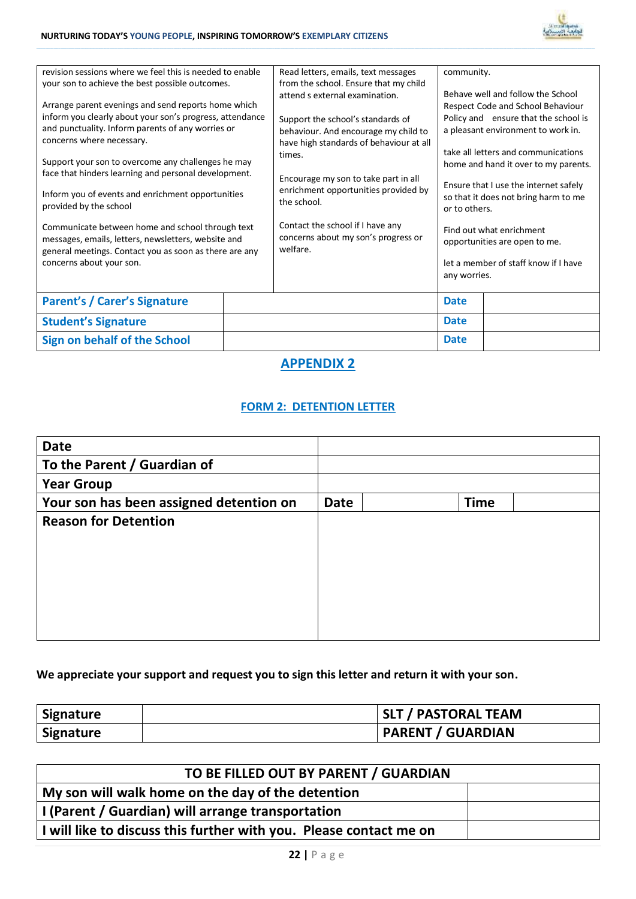| | | |
|---|---|---|
| revision sessions where we feel this is needed to enable your son to achieve the best possible outcomes.<br><br>Arrange parent evenings and send reports home which inform you clearly about your son's progress, attendance and punctuality. Inform parents of any worries or concerns where necessary.<br><br>Support your son to overcome any challenges he may face that hinders learning and personal development.<br><br>Inform you of events and enrichment opportunities provided by the school<br><br>Communicate between home and school through text messages, emails, letters, newsletters, website and general meetings. Contact you as soon as there are any concerns about your son. | Read letters, emails, text messages from the school. Ensure that my child attend s external examination.<br><br>Support the school's standards of behaviour. And encourage my child to have high standards of behaviour at all times.<br><br>Encourage my son to take part in all enrichment opportunities provided by the school.<br><br>Contact the school if I have any concerns about my son's progress or welfare. | community.<br><br>Behave well and follow the School Respect Code and School Behaviour Policy and ensure that the school is a pleasant environment to work in.<br><br>take all letters and communications home and hand it over to my parents.<br><br>Ensure that I use the internet safely so that it does not bring harm to me or to others.<br><br>Find out what enrichment opportunities are open to me.<br><br>let a member of staff know if I have any worries. |

| | | | |
|---|---|---|---|
| **Parent's / Carer's Signature** | | **Date** | |
| **Student's Signature** | | **Date** | |
| **Sign on behalf of the School** | | **Date** | |

## APPENDIX 2

### FORM 2: DETENTION LETTER

| | | | | |
|---|---|---|---|---|
| **Date** | | | | |
| **To the Parent / Guardian of** | | | | |
| **Year Group** | | | | |
| **Your son has been assigned detention on** | **Date** | | **Time** | |
| **Reason for Detention** | | | | |

**We appreciate your support and request you to sign this letter and return it with your son.**

| | | |
|---|---|---|
| **Signature** | | **SLT / PASTORAL TEAM** |
| **Signature** | | **PARENT / GUARDIAN** |

| TO BE FILLED OUT BY PARENT / GUARDIAN | |
|---|---|
| **My son will walk home on the day of the detention** | |
| **I (Parent / Guardian) will arrange transportation** | |
| **I will like to discuss this further with you. Please contact me on** | |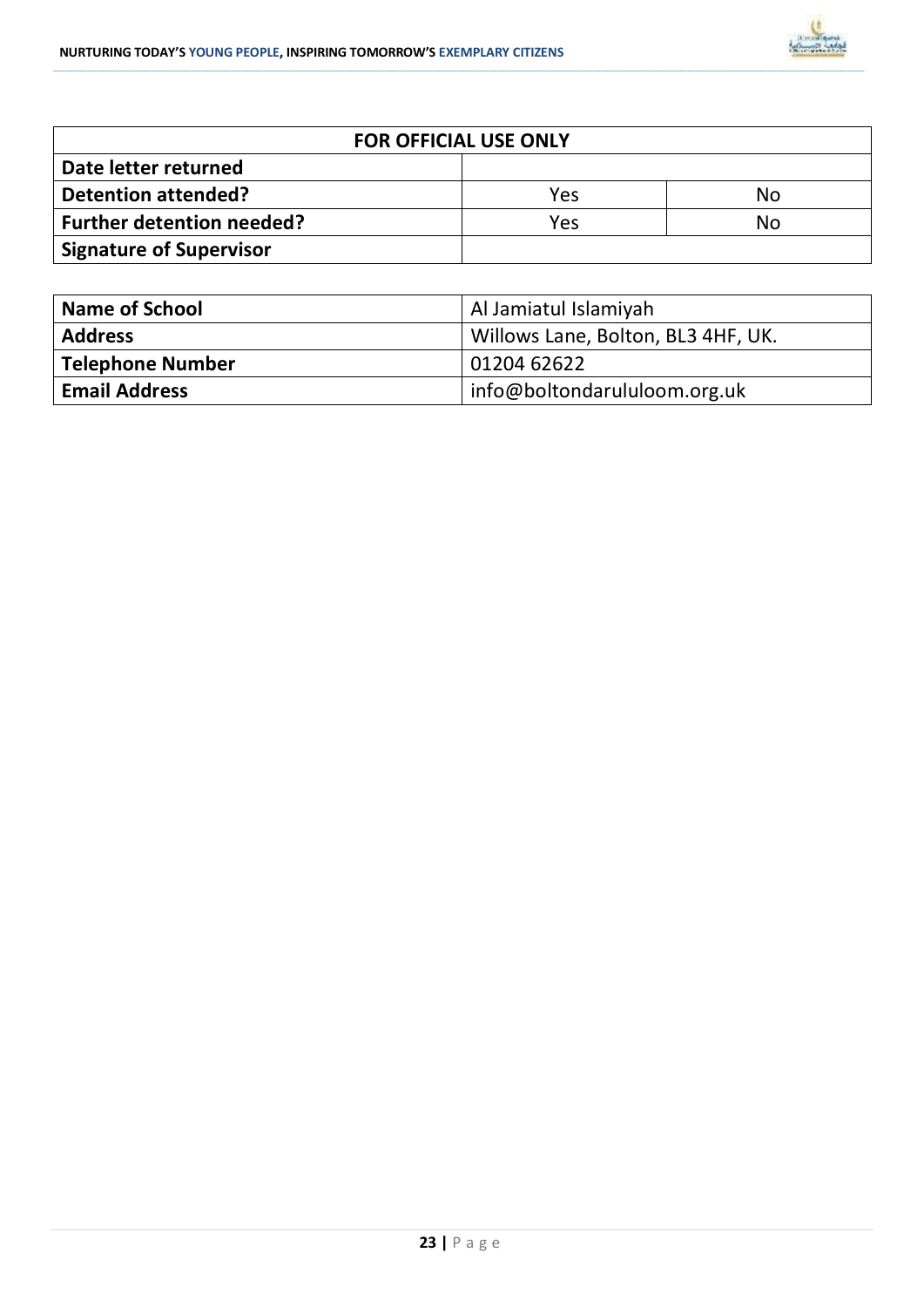| FOR OFFICIAL USE ONLY | | |
|---|---|---|
| **Date letter returned** | | |
| **Detention attended?** | Yes | No |
| **Further detention needed?** | Yes | No |
| **Signature of Supervisor** | | |

| | |
|---|---|
| **Name of School** | Al Jamiatul Islamiyah |
| **Address** | Willows Lane, Bolton, BL3 4HF, UK. |
| **Telephone Number** | 01204 62622 |
| **Email Address** | info@boltondaruluoom.org.uk |